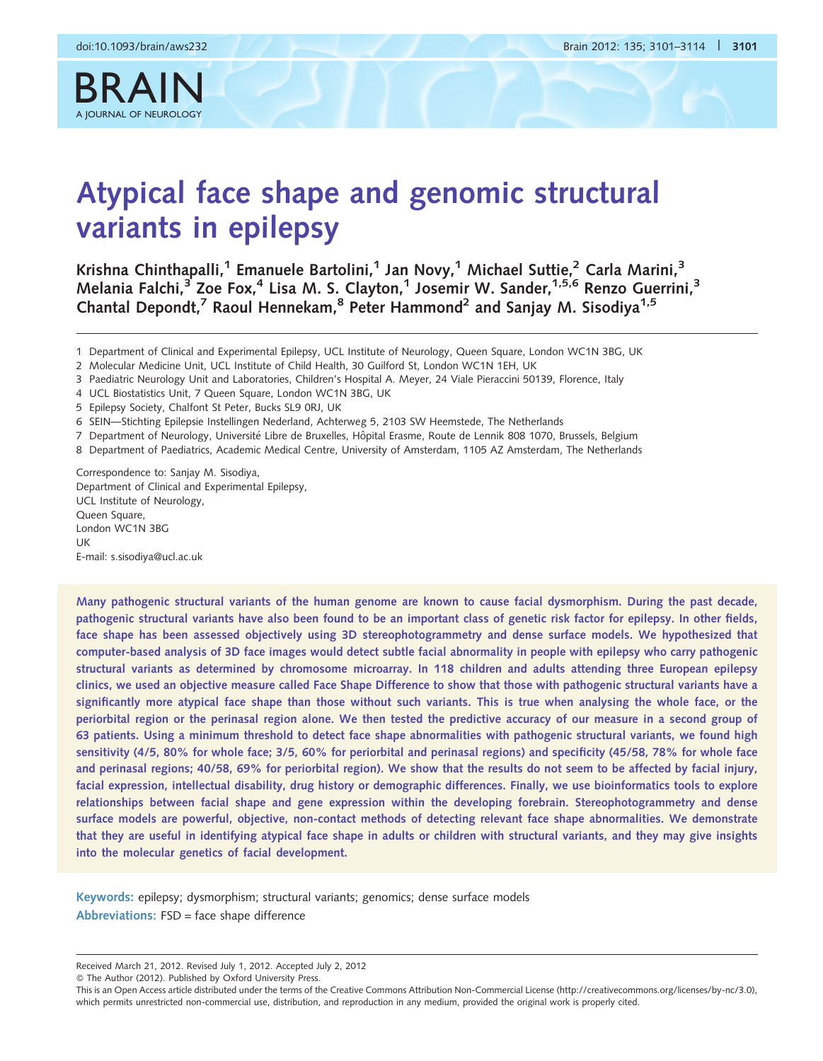# Atypical face shape and genomic structural variants in epilepsy

Krishna Chinthapalli,[1] Emanuele Bartolini,[1] Jan Novy,[1] Michael Suttie,[2] Carla Marini,[3] Melania Falchi,[3] Zoe Fox,[4] Lisa M. S. Clayton,[1] Josemir W. Sander,[1,5,6] Renzo Guerrini,[3] Chantal Depondt,[7] Raoul Hennekam,[8] Peter Hammond[2] and Sanjay M. Sisodiya[1,5]

1 Department of Clinical and Experimental Epilepsy, UCL Institute of Neurology, Queen Square, London WC1N 3BG, UK
2 Molecular Medicine Unit, UCL Institute of Child Health, 30 Guilford St, London WC1N 1EH, UK
3 Paediatric Neurology Unit and Laboratories, Children's Hospital A. Meyer, 24 Viale Pieraccini 50139, Florence, Italy
4 UCL Biostatistics Unit, 7 Queen Square, London WC1N 3BG, UK
5 Epilepsy Society, Chalfont St Peter, Bucks SL9 0RJ, UK
6 SEIN—Stichting Epilepsie Instellingen Nederland, Achterweg 5, 2103 SW Heemstede, The Netherlands
7 Department of Neurology, Université Libre de Bruxelles, Hôpital Erasme, Route de Lennik 808 1070, Brussels, Belgium
8 Department of Paediatrics, Academic Medical Centre, University of Amsterdam, 1105 AZ Amsterdam, The Netherlands

Correspondence to: Sanjay M. Sisodiya,
Department of Clinical and Experimental Epilepsy,
UCL Institute of Neurology,
Queen Square,
London WC1N 3BG
UK
E-mail: s.sisodiya@ucl.ac.uk

**Many pathogenic structural variants of the human genome are known to cause facial dysmorphism. During the past decade, pathogenic structural variants have also been found to be an important class of genetic risk factor for epilepsy. In other fields, face shape has been assessed objectively using 3D stereophotogrammetry and dense surface models. We hypothesized that computer-based analysis of 3D face images would detect subtle facial abnormality in people with epilepsy who carry pathogenic structural variants as determined by chromosome microarray. In 118 children and adults attending three European epilepsy clinics, we used an objective measure called Face Shape Difference to show that those with pathogenic structural variants have a significantly more atypical face shape than those without such variants. This is true when analysing the whole face, or the periorbital region or the perinasal region alone. We then tested the predictive accuracy of our measure in a second group of 63 patients. Using a minimum threshold to detect face shape abnormalities with pathogenic structural variants, we found high sensitivity (4/5, 80% for whole face; 3/5, 60% for periorbital and perinasal regions) and specificity (45/58, 78% for whole face and perinasal regions; 40/58, 69% for periorbital region). We show that the results do not seem to be affected by facial injury, facial expression, intellectual disability, drug history or demographic differences. Finally, we use bioinformatics tools to explore relationships between facial shape and gene expression within the developing forebrain. Stereophotogrammetry and dense surface models are powerful, objective, non-contact methods of detecting relevant face shape abnormalities. We demonstrate that they are useful in identifying atypical face shape in adults or children with structural variants, and they may give insights into the molecular genetics of facial development.**

**Keywords:** epilepsy; dysmorphism; structural variants; genomics; dense surface models
**Abbreviations:** FSD = face shape difference

Received March 21, 2012. Revised July 1, 2012. Accepted July 2, 2012
© The Author (2012). Published by Oxford University Press.
This is an Open Access article distributed under the terms of the Creative Commons Attribution Non-Commercial License (http://creativecommons.org/licenses/by-nc/3.0), which permits unrestricted non-commercial use, distribution, and reproduction in any medium, provided the original work is properly cited.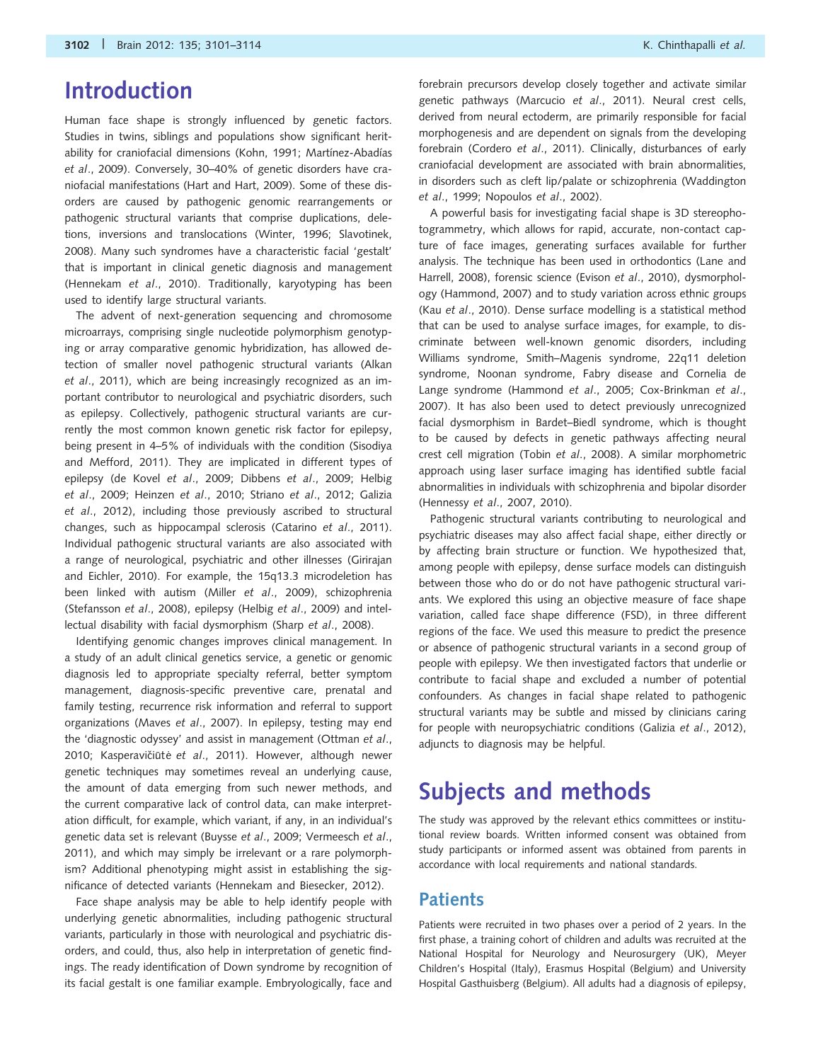# Introduction

Human face shape is strongly influenced by genetic factors. Studies in twins, siblings and populations show significant heritability for craniofacial dimensions (Kohn, 1991; Martínez-Abadías *et al*., 2009). Conversely, 30–40% of genetic disorders have craniofacial manifestations (Hart and Hart, 2009). Some of these disorders are caused by pathogenic genomic rearrangements or pathogenic structural variants that comprise duplications, deletions, inversions and translocations (Winter, 1996; Slavotinek, 2008). Many such syndromes have a characteristic facial 'gestalt' that is important in clinical genetic diagnosis and management (Hennekam *et al*., 2010). Traditionally, karyotyping has been used to identify large structural variants.

The advent of next-generation sequencing and chromosome microarrays, comprising single nucleotide polymorphism genotyping or array comparative genomic hybridization, has allowed detection of smaller novel pathogenic structural variants (Alkan *et al*., 2011), which are being increasingly recognized as an important contributor to neurological and psychiatric disorders, such as epilepsy. Collectively, pathogenic structural variants are currently the most common known genetic risk factor for epilepsy, being present in 4–5% of individuals with the condition (Sisodiya and Mefford, 2011). They are implicated in different types of epilepsy (de Kovel *et al*., 2009; Dibbens *et al*., 2009; Helbig *et al*., 2009; Heinzen *et al*., 2010; Striano *et al*., 2012; Galizia *et al*., 2012), including those previously ascribed to structural changes, such as hippocampal sclerosis (Catarino *et al*., 2011). Individual pathogenic structural variants are also associated with a range of neurological, psychiatric and other illnesses (Girirajan and Eichler, 2010). For example, the 15q13.3 microdeletion has been linked with autism (Miller *et al*., 2009), schizophrenia (Stefansson *et al*., 2008), epilepsy (Helbig *et al*., 2009) and intellectual disability with facial dysmorphism (Sharp *et al*., 2008).

Identifying genomic changes improves clinical management. In a study of an adult clinical genetics service, a genetic or genomic diagnosis led to appropriate specialty referral, better symptom management, diagnosis-specific preventive care, prenatal and family testing, recurrence risk information and referral to support organizations (Maves *et al*., 2007). In epilepsy, testing may end the 'diagnostic odyssey' and assist in management (Ottman *et al*., 2010; Kasperavičiūtė *et al*., 2011). However, although newer genetic techniques may sometimes reveal an underlying cause, the amount of data emerging from such newer methods, and the current comparative lack of control data, can make interpretation difficult, for example, which variant, if any, in an individual's genetic data set is relevant (Buysse *et al*., 2009; Vermeesch *et al*., 2011), and which may simply be irrelevant or a rare polymorphism? Additional phenotyping might assist in establishing the significance of detected variants (Hennekam and Biesecker, 2012).

Face shape analysis may be able to help identify people with underlying genetic abnormalities, including pathogenic structural variants, particularly in those with neurological and psychiatric disorders, and could, thus, also help in interpretation of genetic findings. The ready identification of Down syndrome by recognition of its facial gestalt is one familiar example. Embryologically, face and forebrain precursors develop closely together and activate similar genetic pathways (Marcucio *et al*., 2011). Neural crest cells, derived from neural ectoderm, are primarily responsible for facial morphogenesis and are dependent on signals from the developing forebrain (Cordero *et al*., 2011). Clinically, disturbances of early craniofacial development are associated with brain abnormalities, in disorders such as cleft lip/palate or schizophrenia (Waddington *et al*., 1999; Nopoulos *et al*., 2002).

A powerful basis for investigating facial shape is 3D stereophotogrammetry, which allows for rapid, accurate, non-contact capture of face images, generating surfaces available for further analysis. The technique has been used in orthodontics (Lane and Harrell, 2008), forensic science (Evison *et al*., 2010), dysmorphology (Hammond, 2007) and to study variation across ethnic groups (Kau *et al*., 2010). Dense surface modelling is a statistical method that can be used to analyse surface images, for example, to discriminate between well-known genomic disorders, including Williams syndrome, Smith–Magenis syndrome, 22q11 deletion syndrome, Noonan syndrome, Fabry disease and Cornelia de Lange syndrome (Hammond *et al*., 2005; Cox-Brinkman *et al*., 2007). It has also been used to detect previously unrecognized facial dysmorphism in Bardet–Biedl syndrome, which is thought to be caused by defects in genetic pathways affecting neural crest cell migration (Tobin *et al*., 2008). A similar morphometric approach using laser surface imaging has identified subtle facial abnormalities in individuals with schizophrenia and bipolar disorder (Hennessy *et al*., 2007, 2010).

Pathogenic structural variants contributing to neurological and psychiatric diseases may also affect facial shape, either directly or by affecting brain structure or function. We hypothesized that, among people with epilepsy, dense surface models can distinguish between those who do or do not have pathogenic structural variants. We explored this using an objective measure of face shape variation, called face shape difference (FSD), in three different regions of the face. We used this measure to predict the presence or absence of pathogenic structural variants in a second group of people with epilepsy. We then investigated factors that underlie or contribute to facial shape and excluded a number of potential confounders. As changes in facial shape related to pathogenic structural variants may be subtle and missed by clinicians caring for people with neuropsychiatric conditions (Galizia *et al*., 2012), adjuncts to diagnosis may be helpful.

# Subjects and methods

The study was approved by the relevant ethics committees or institutional review boards. Written informed consent was obtained from study participants or informed assent was obtained from parents in accordance with local requirements and national standards.

## Patients

Patients were recruited in two phases over a period of 2 years. In the first phase, a training cohort of children and adults was recruited at the National Hospital for Neurology and Neurosurgery (UK), Meyer Children's Hospital (Italy), Erasmus Hospital (Belgium) and University Hospital Gasthuisberg (Belgium). All adults had a diagnosis of epilepsy,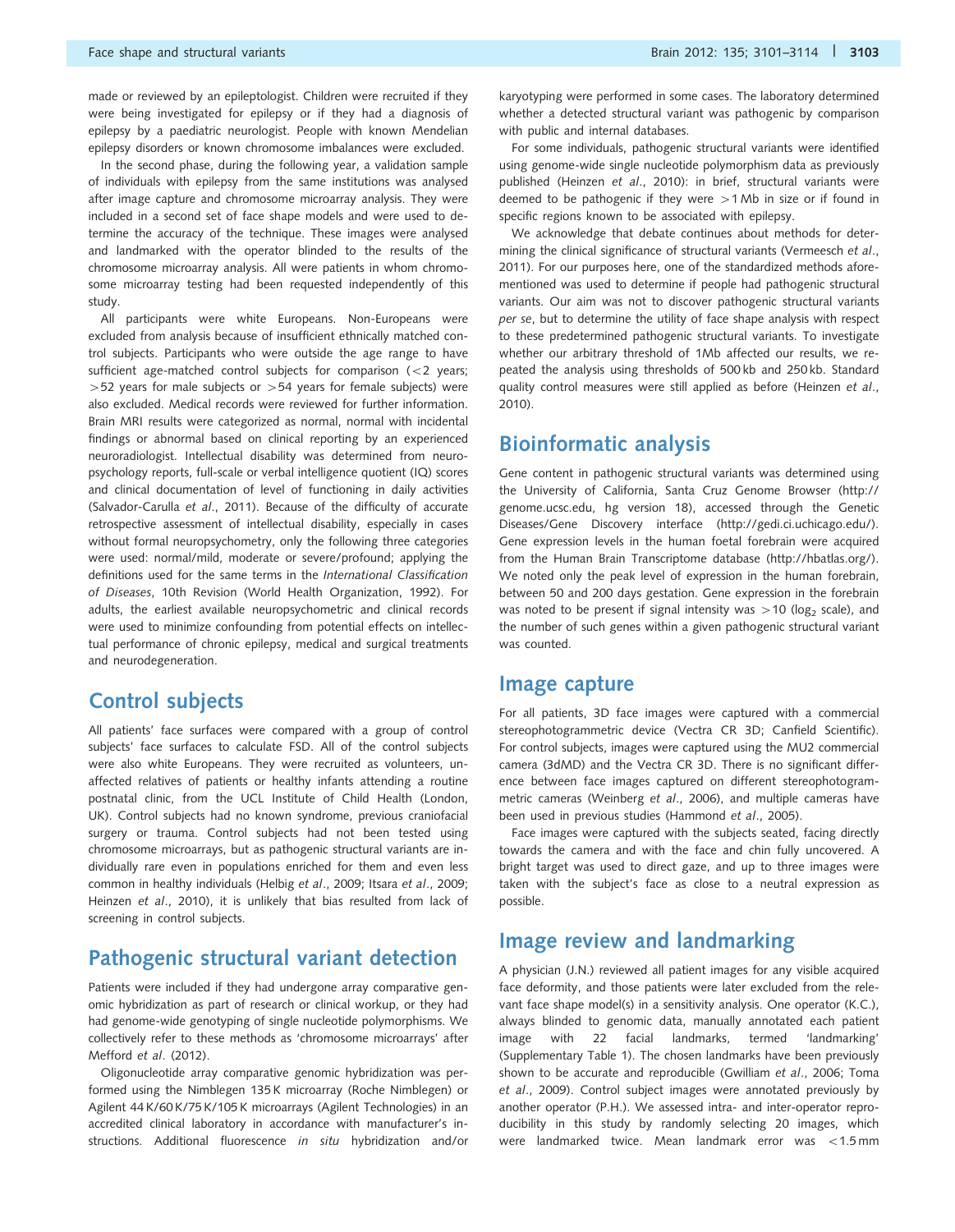made or reviewed by an epileptologist. Children were recruited if they were being investigated for epilepsy or if they had a diagnosis of epilepsy by a paediatric neurologist. People with known Mendelian epilepsy disorders or known chromosome imbalances were excluded.

In the second phase, during the following year, a validation sample of individuals with epilepsy from the same institutions was analysed after image capture and chromosome microarray analysis. They were included in a second set of face shape models and were used to determine the accuracy of the technique. These images were analysed and landmarked with the operator blinded to the results of the chromosome microarray analysis. All were patients in whom chromosome microarray testing had been requested independently of this study.

All participants were white Europeans. Non-Europeans were excluded from analysis because of insufficient ethnically matched control subjects. Participants who were outside the age range to have sufficient age-matched control subjects for comparison (<2 years; >52 years for male subjects or >54 years for female subjects) were also excluded. Medical records were reviewed for further information. Brain MRI results were categorized as normal, normal with incidental findings or abnormal based on clinical reporting by an experienced neuroradiologist. Intellectual disability was determined from neuropsychology reports, full-scale or verbal intelligence quotient (IQ) scores and clinical documentation of level of functioning in daily activities (Salvador-Carulla *et al*., 2011). Because of the difficulty of accurate retrospective assessment of intellectual disability, especially in cases without formal neuropsychometry, only the following three categories were used: normal/mild, moderate or severe/profound; applying the definitions used for the same terms in the *International Classification of Diseases*, 10th Revision (World Health Organization, 1992). For adults, the earliest available neuropsychometric and clinical records were used to minimize confounding from potential effects on intellectual performance of chronic epilepsy, medical and surgical treatments and neurodegeneration.

## Control subjects

All patients' face surfaces were compared with a group of control subjects' face surfaces to calculate FSD. All of the control subjects were also white Europeans. They were recruited as volunteers, unaffected relatives of patients or healthy infants attending a routine postnatal clinic, from the UCL Institute of Child Health (London, UK). Control subjects had no known syndrome, previous craniofacial surgery or trauma. Control subjects had not been tested using chromosome microarrays, but as pathogenic structural variants are individually rare even in populations enriched for them and even less common in healthy individuals (Helbig *et al*., 2009; Itsara *et al*., 2009; Heinzen *et al*., 2010), it is unlikely that bias resulted from lack of screening in control subjects.

## Pathogenic structural variant detection

Patients were included if they had undergone array comparative genomic hybridization as part of research or clinical workup, or they had had genome-wide genotyping of single nucleotide polymorphisms. We collectively refer to these methods as 'chromosome microarrays' after Mefford *et al*. (2012).

Oligonucleotide array comparative genomic hybridization was performed using the Nimblegen 135 K microarray (Roche Nimblegen) or Agilent 44 K/60 K/75 K/105 K microarrays (Agilent Technologies) in an accredited clinical laboratory in accordance with manufacturer's instructions. Additional fluorescence *in situ* hybridization and/or karyotyping were performed in some cases. The laboratory determined whether a detected structural variant was pathogenic by comparison with public and internal databases.

For some individuals, pathogenic structural variants were identified using genome-wide single nucleotide polymorphism data as previously published (Heinzen *et al*., 2010): in brief, structural variants were deemed to be pathogenic if they were >1 Mb in size or if found in specific regions known to be associated with epilepsy.

We acknowledge that debate continues about methods for determining the clinical significance of structural variants (Vermeesch *et al*., 2011). For our purposes here, one of the standardized methods aforementioned was used to determine if people had pathogenic structural variants. Our aim was not to discover pathogenic structural variants *per se*, but to determine the utility of face shape analysis with respect to these predetermined pathogenic structural variants. To investigate whether our arbitrary threshold of 1Mb affected our results, we repeated the analysis using thresholds of 500 kb and 250 kb. Standard quality control measures were still applied as before (Heinzen *et al*., 2010).

## Bioinformatic analysis

Gene content in pathogenic structural variants was determined using the University of California, Santa Cruz Genome Browser (http://genome.ucsc.edu, hg version 18), accessed through the Genetic Diseases/Gene Discovery interface (http://gedi.ci.uchicago.edu/). Gene expression levels in the human foetal forebrain were acquired from the Human Brain Transcriptome database (http://hbatlas.org/). We noted only the peak level of expression in the human forebrain, between 50 and 200 days gestation. Gene expression in the forebrain was noted to be present if signal intensity was >10 ($\log_2$ scale), and the number of such genes within a given pathogenic structural variant was counted.

## Image capture

For all patients, 3D face images were captured with a commercial stereophotogrammetric device (Vectra CR 3D; Canfield Scientific). For control subjects, images were captured using the MU2 commercial camera (3dMD) and the Vectra CR 3D. There is no significant difference between face images captured on different stereophotogrammetric cameras (Weinberg *et al*., 2006), and multiple cameras have been used in previous studies (Hammond *et al*., 2005).

Face images were captured with the subjects seated, facing directly towards the camera and with the face and chin fully uncovered. A bright target was used to direct gaze, and up to three images were taken with the subject's face as close to a neutral expression as possible.

## Image review and landmarking

A physician (J.N.) reviewed all patient images for any visible acquired face deformity, and those patients were later excluded from the relevant face shape model(s) in a sensitivity analysis. One operator (K.C.), always blinded to genomic data, manually annotated each patient image with 22 facial landmarks, termed 'landmarking' (Supplementary Table 1). The chosen landmarks have been previously shown to be accurate and reproducible (Gwilliam *et al*., 2006; Toma *et al*., 2009). Control subject images were annotated previously by another operator (P.H.). We assessed intra- and inter-operator reproducibility in this study by randomly selecting 20 images, which were landmarked twice. Mean landmark error was <1.5 mm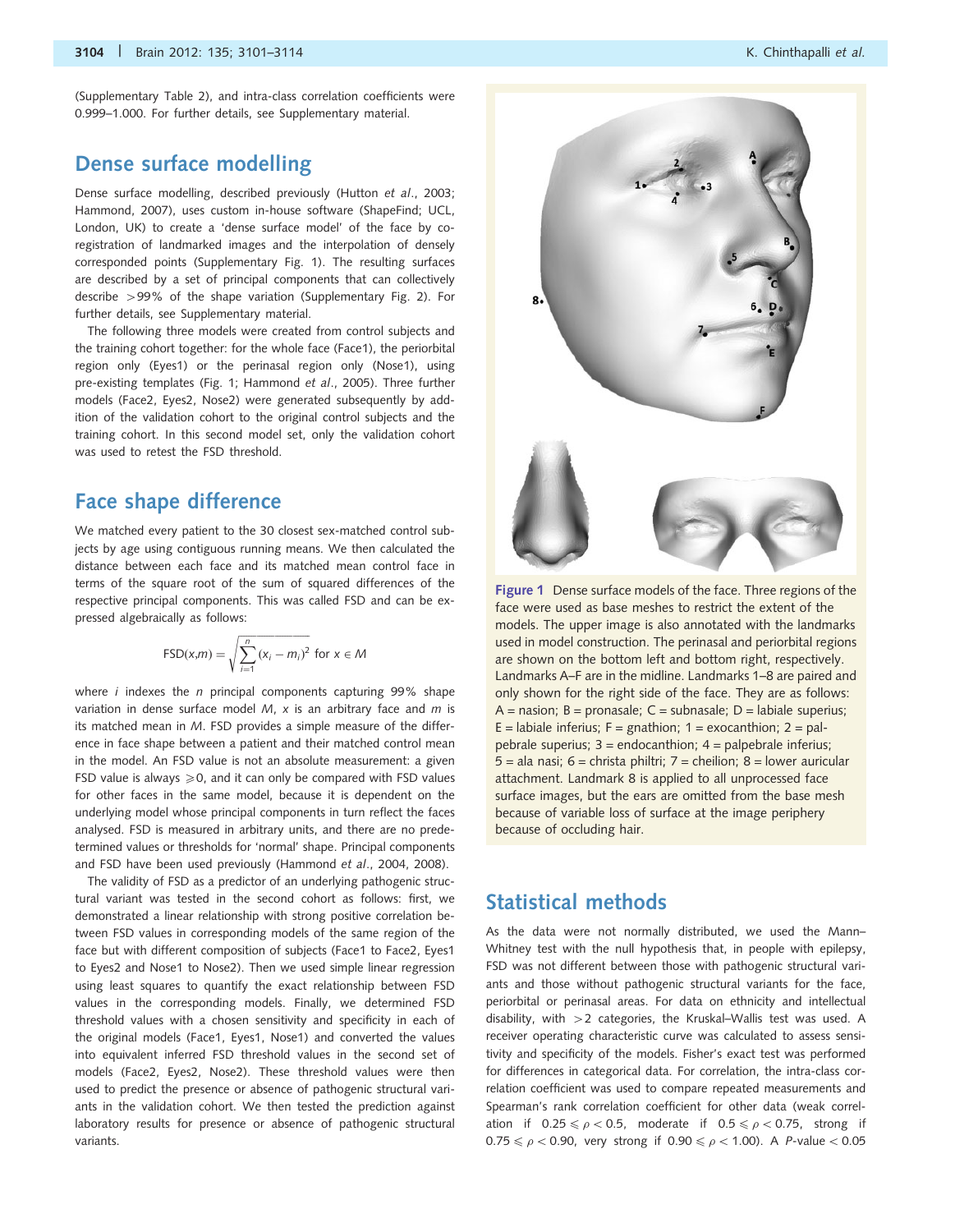(Supplementary Table 2), and intra-class correlation coefficients were 0.999–1.000. For further details, see Supplementary material.

## Dense surface modelling

Dense surface modelling, described previously (Hutton *et al.*, 2003; Hammond, 2007), uses custom in-house software (ShapeFind; UCL, London, UK) to create a 'dense surface model' of the face by co-registration of landmarked images and the interpolation of densely corresponded points (Supplementary Fig. 1). The resulting surfaces are described by a set of principal components that can collectively describe >99% of the shape variation (Supplementary Fig. 2). For further details, see Supplementary material.

The following three models were created from control subjects and the training cohort together: for the whole face (Face1), the periorbital region only (Eyes1) or the perinasal region only (Nose1), using pre-existing templates (Fig. 1; Hammond *et al.*, 2005). Three further models (Face2, Eyes2, Nose2) were generated subsequently by addition of the validation cohort to the original control subjects and the training cohort. In this second model set, only the validation cohort was used to retest the FSD threshold.

## Face shape difference

We matched every patient to the 30 closest sex-matched control subjects by age using contiguous running means. We then calculated the distance between each face and its matched mean control face in terms of the square root of the sum of squared differences of the respective principal components. This was called FSD and can be expressed algebraically as follows:

$$\mathrm{FSD}(x,m) = \sqrt{\sum_{i=1}^{n}(x_i - m_i)^2} \text{ for } x \in M$$

where $i$ indexes the $n$ principal components capturing 99% shape variation in dense surface model $M$, $x$ is an arbitrary face and $m$ is its matched mean in $M$. FSD provides a simple measure of the difference in face shape between a patient and their matched control mean in the model. An FSD value is not an absolute measurement: a given FSD value is always $\geqslant 0$, and it can only be compared with FSD values for other faces in the same model, because it is dependent on the underlying model whose principal components in turn reflect the faces analysed. FSD is measured in arbitrary units, and there are no predetermined values or thresholds for 'normal' shape. Principal components and FSD have been used previously (Hammond *et al.*, 2004, 2008).

The validity of FSD as a predictor of an underlying pathogenic structural variant was tested in the second cohort as follows: first, we demonstrated a linear relationship with strong positive correlation between FSD values in corresponding models of the same region of the face but with different composition of subjects (Face1 to Face2, Eyes1 to Eyes2 and Nose1 to Nose2). Then we used simple linear regression using least squares to quantify the exact relationship between FSD values in the corresponding models. Finally, we determined FSD threshold values with a chosen sensitivity and specificity in each of the original models (Face1, Eyes1, Nose1) and converted the values into equivalent inferred FSD threshold values in the second set of models (Face2, Eyes2, Nose2). These threshold values were then used to predict the presence or absence of pathogenic structural variants in the validation cohort. We then tested the prediction against laboratory results for presence or absence of pathogenic structural variants.

**Figure 1** Dense surface models of the face. Three regions of the face were used as base meshes to restrict the extent of the models. The upper image is also annotated with the landmarks used in model construction. The perinasal and periorbital regions are shown on the bottom left and bottom right, respectively. Landmarks A–F are in the midline. Landmarks 1–8 are paired and only shown for the right side of the face. They are as follows: A = nasion; B = pronasale; C = subnasale; D = labiale superius; E = labiale inferius; F = gnathion; 1 = exocanthion; 2 = palpebrale superius; 3 = endocanthion; 4 = palpebrale inferius; 5 = ala nasi; 6 = christa philtri; 7 = cheilion; 8 = lower auricular attachment. Landmark 8 is applied to all unprocessed face surface images, but the ears are omitted from the base mesh because of variable loss of surface at the image periphery because of occluding hair.

## Statistical methods

As the data were not normally distributed, we used the Mann–Whitney test with the null hypothesis that, in people with epilepsy, FSD was not different between those with pathogenic structural variants and those without pathogenic structural variants for the face, periorbital or perinasal areas. For data on ethnicity and intellectual disability, with >2 categories, the Kruskal–Wallis test was used. A receiver operating characteristic curve was calculated to assess sensitivity and specificity of the models. Fisher's exact test was performed for differences in categorical data. For correlation, the intra-class correlation coefficient was used to compare repeated measurements and Spearman's rank correlation coefficient for other data (weak correlation if $0.25 \leqslant \rho < 0.5$, moderate if $0.5 \leqslant \rho < 0.75$, strong if $0.75 \leqslant \rho < 0.90$, very strong if $0.90 \leqslant \rho < 1.00$). A $P$-value < 0.05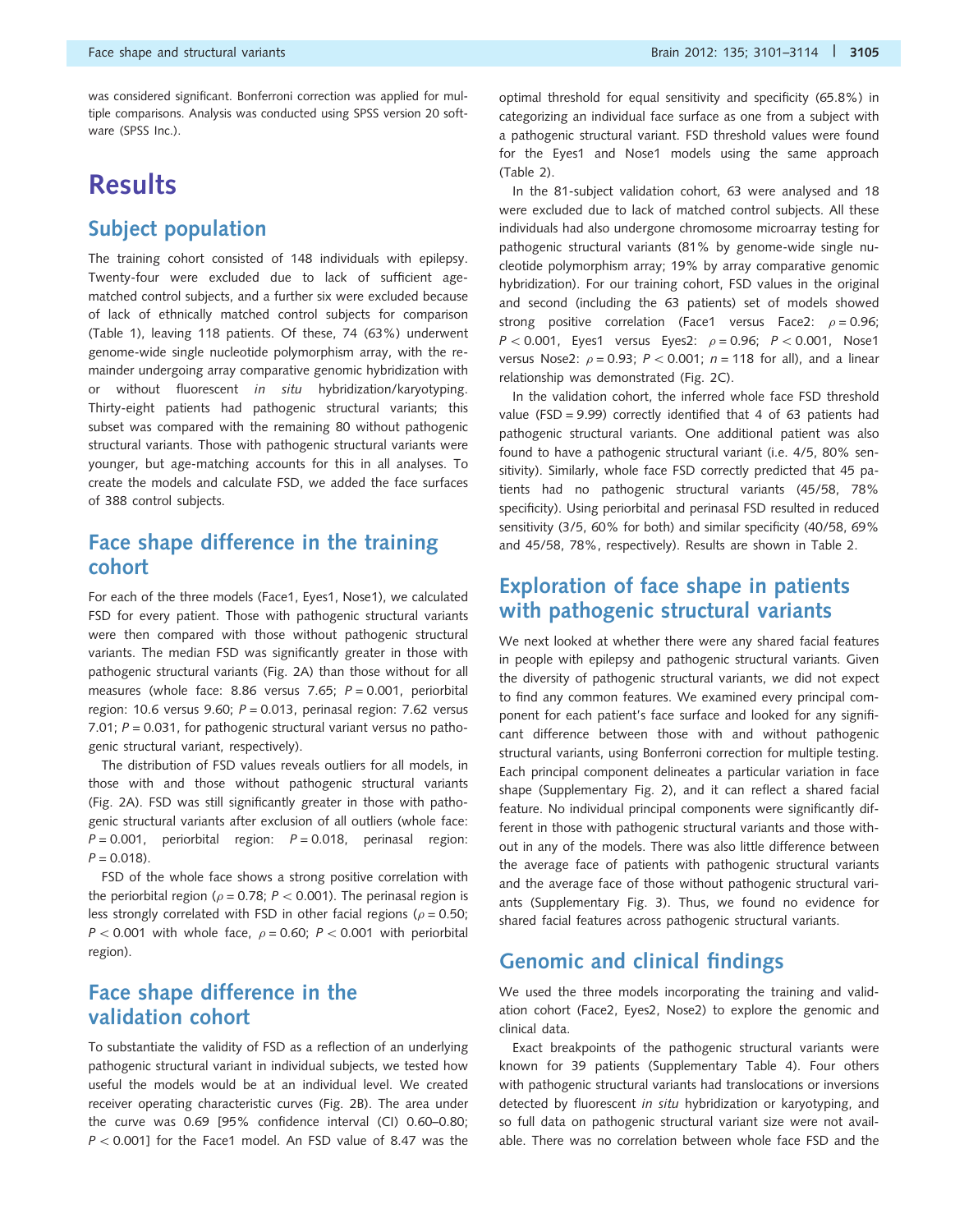was considered significant. Bonferroni correction was applied for multiple comparisons. Analysis was conducted using SPSS version 20 software (SPSS Inc.).

# Results

## Subject population

The training cohort consisted of 148 individuals with epilepsy. Twenty-four were excluded due to lack of sufficient age-matched control subjects, and a further six were excluded because of lack of ethnically matched control subjects for comparison (Table 1), leaving 118 patients. Of these, 74 (63%) underwent genome-wide single nucleotide polymorphism array, with the remainder undergoing array comparative genomic hybridization with or without fluorescent *in situ* hybridization/karyotyping. Thirty-eight patients had pathogenic structural variants; this subset was compared with the remaining 80 without pathogenic structural variants. Those with pathogenic structural variants were younger, but age-matching accounts for this in all analyses. To create the models and calculate FSD, we added the face surfaces of 388 control subjects.

## Face shape difference in the training cohort

For each of the three models (Face1, Eyes1, Nose1), we calculated FSD for every patient. Those with pathogenic structural variants were then compared with those without pathogenic structural variants. The median FSD was significantly greater in those with pathogenic structural variants (Fig. 2A) than those without for all measures (whole face: 8.86 versus 7.65; $P = 0.001$, periorbital region: 10.6 versus 9.60; $P = 0.013$, perinasal region: 7.62 versus 7.01; $P = 0.031$, for pathogenic structural variant versus no pathogenic structural variant, respectively).

The distribution of FSD values reveals outliers for all models, in those with and those without pathogenic structural variants (Fig. 2A). FSD was still significantly greater in those with pathogenic structural variants after exclusion of all outliers (whole face: $P = 0.001$, periorbital region: $P = 0.018$, perinasal region: $P = 0.018$).

FSD of the whole face shows a strong positive correlation with the periorbital region ($\rho = 0.78$; $P < 0.001$). The perinasal region is less strongly correlated with FSD in other facial regions ($\rho = 0.50$; $P < 0.001$ with whole face, $\rho = 0.60$; $P < 0.001$ with periorbital region).

## Face shape difference in the validation cohort

To substantiate the validity of FSD as a reflection of an underlying pathogenic structural variant in individual subjects, we tested how useful the models would be at an individual level. We created receiver operating characteristic curves (Fig. 2B). The area under the curve was 0.69 [95% confidence interval (CI) 0.60–0.80; $P < 0.001$] for the Face1 model. An FSD value of 8.47 was the optimal threshold for equal sensitivity and specificity (65.8%) in categorizing an individual face surface as one from a subject with a pathogenic structural variant. FSD threshold values were found for the Eyes1 and Nose1 models using the same approach (Table 2).

In the 81-subject validation cohort, 63 were analysed and 18 were excluded due to lack of matched control subjects. All these individuals had also undergone chromosome microarray testing for pathogenic structural variants (81% by genome-wide single nucleotide polymorphism array; 19% by array comparative genomic hybridization). For our training cohort, FSD values in the original and second (including the 63 patients) set of models showed strong positive correlation (Face1 versus Face2: $\rho = 0.96$; $P < 0.001$, Eyes1 versus Eyes2: $\rho = 0.96$; $P < 0.001$, Nose1 versus Nose2: $\rho = 0.93$; $P < 0.001$; $n = 118$ for all), and a linear relationship was demonstrated (Fig. 2C).

In the validation cohort, the inferred whole face FSD threshold value (FSD = 9.99) correctly identified that 4 of 63 patients had pathogenic structural variants. One additional patient was also found to have a pathogenic structural variant (i.e. 4/5, 80% sensitivity). Similarly, whole face FSD correctly predicted that 45 patients had no pathogenic structural variants (45/58, 78% specificity). Using periorbital and perinasal FSD resulted in reduced sensitivity (3/5, 60% for both) and similar specificity (40/58, 69% and 45/58, 78%, respectively). Results are shown in Table 2.

## Exploration of face shape in patients with pathogenic structural variants

We next looked at whether there were any shared facial features in people with epilepsy and pathogenic structural variants. Given the diversity of pathogenic structural variants, we did not expect to find any common features. We examined every principal component for each patient's face surface and looked for any significant difference between those with and without pathogenic structural variants, using Bonferroni correction for multiple testing. Each principal component delineates a particular variation in face shape (Supplementary Fig. 2), and it can reflect a shared facial feature. No individual principal components were significantly different in those with pathogenic structural variants and those without in any of the models. There was also little difference between the average face of patients with pathogenic structural variants and the average face of those without pathogenic structural variants (Supplementary Fig. 3). Thus, we found no evidence for shared facial features across pathogenic structural variants.

## Genomic and clinical findings

We used the three models incorporating the training and validation cohort (Face2, Eyes2, Nose2) to explore the genomic and clinical data.

Exact breakpoints of the pathogenic structural variants were known for 39 patients (Supplementary Table 4). Four others with pathogenic structural variants had translocations or inversions detected by fluorescent *in situ* hybridization or karyotyping, and so full data on pathogenic structural variant size were not available. There was no correlation between whole face FSD and the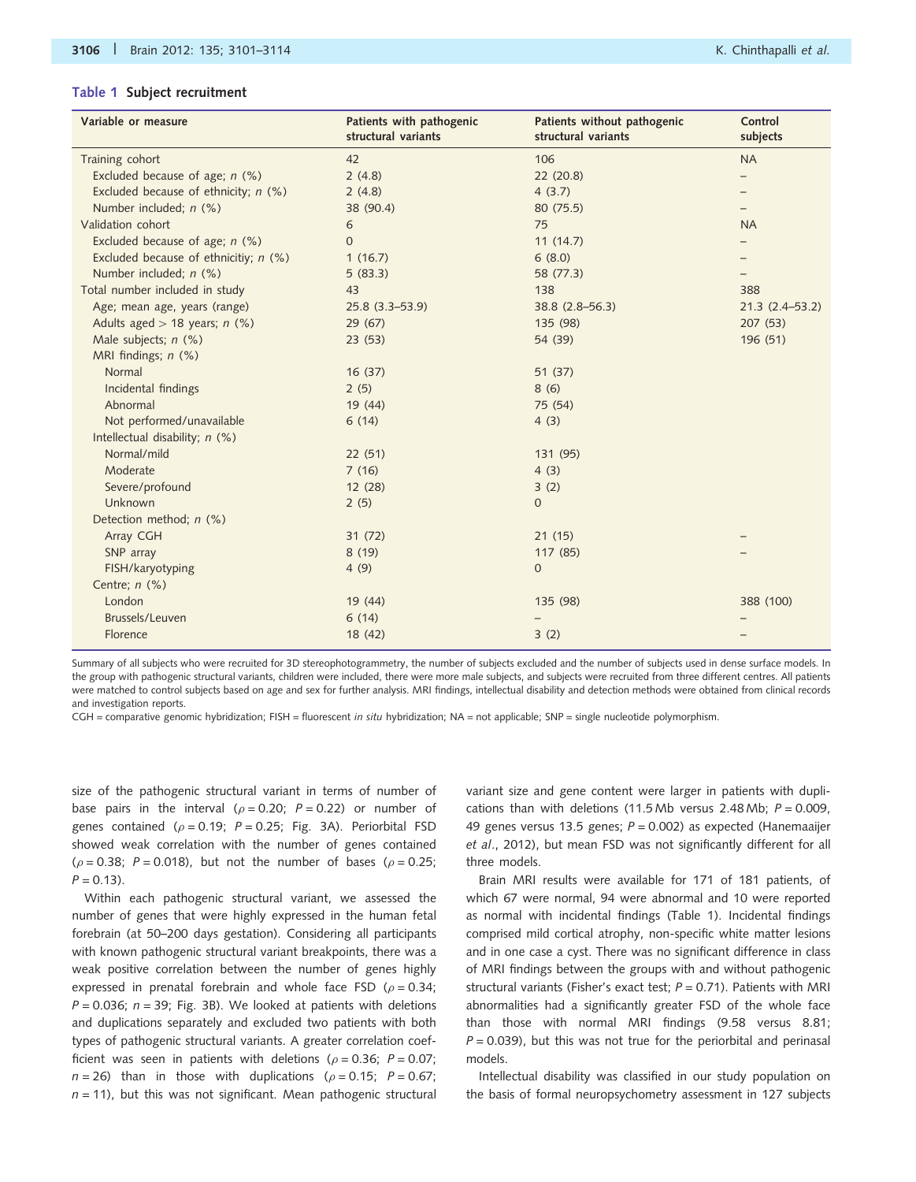**Table 1 Subject recruitment**

| Variable or measure | Patients with pathogenic structural variants | Patients without pathogenic structural variants | Control subjects |
|---|---|---|---|
| Training cohort | 42 | 106 | NA |
| Excluded because of age; *n* (%) | 2 (4.8) | 22 (20.8) | – |
| Excluded because of ethnicity; *n* (%) | 2 (4.8) | 4 (3.7) | – |
| Number included; *n* (%) | 38 (90.4) | 80 (75.5) | – |
| Validation cohort | 6 | 75 | NA |
| Excluded because of age; *n* (%) | 0 | 11 (14.7) | – |
| Excluded because of ethnicitiy; *n* (%) | 1 (16.7) | 6 (8.0) | – |
| Number included; *n* (%) | 5 (83.3) | 58 (77.3) | – |
| Total number included in study | 43 | 138 | 388 |
| Age; mean age, years (range) | 25.8 (3.3–53.9) | 38.8 (2.8–56.3) | 21.3 (2.4–53.2) |
| Adults aged > 18 years; *n* (%) | 29 (67) | 135 (98) | 207 (53) |
| Male subjects; *n* (%) | 23 (53) | 54 (39) | 196 (51) |
| MRI findings; *n* (%) | | | |
| Normal | 16 (37) | 51 (37) | |
| Incidental findings | 2 (5) | 8 (6) | |
| Abnormal | 19 (44) | 75 (54) | |
| Not performed/unavailable | 6 (14) | 4 (3) | |
| Intellectual disability; *n* (%) | | | |
| Normal/mild | 22 (51) | 131 (95) | |
| Moderate | 7 (16) | 4 (3) | |
| Severe/profound | 12 (28) | 3 (2) | |
| Unknown | 2 (5) | 0 | |
| Detection method; *n* (%) | | | |
| Array CGH | 31 (72) | 21 (15) | – |
| SNP array | 8 (19) | 117 (85) | – |
| FISH/karyotyping | 4 (9) | 0 | |
| Centre; *n* (%) | | | |
| London | 19 (44) | 135 (98) | 388 (100) |
| Brussels/Leuven | 6 (14) | – | – |
| Florence | 18 (42) | 3 (2) | – |

Summary of all subjects who were recruited for 3D stereophotogrammetry, the number of subjects excluded and the number of subjects used in dense surface models. In the group with pathogenic structural variants, children were included, there were more male subjects, and subjects were recruited from three different centres. All patients were matched to control subjects based on age and sex for further analysis. MRI findings, intellectual disability and detection methods were obtained from clinical records and investigation reports.

CGH = comparative genomic hybridization; FISH = fluorescent *in situ* hybridization; NA = not applicable; SNP = single nucleotide polymorphism.

size of the pathogenic structural variant in terms of number of base pairs in the interval ($\rho = 0.20$; $P = 0.22$) or number of genes contained ($\rho = 0.19$; $P = 0.25$; Fig. 3A). Periorbital FSD showed weak correlation with the number of genes contained ($\rho = 0.38$; $P = 0.018$), but not the number of bases ($\rho = 0.25$; $P = 0.13$).

Within each pathogenic structural variant, we assessed the number of genes that were highly expressed in the human fetal forebrain (at 50–200 days gestation). Considering all participants with known pathogenic structural variant breakpoints, there was a weak positive correlation between the number of genes highly expressed in prenatal forebrain and whole face FSD ($\rho = 0.34$; $P = 0.036$; $n = 39$; Fig. 3B). We looked at patients with deletions and duplications separately and excluded two patients with both types of pathogenic structural variants. A greater correlation coefficient was seen in patients with deletions ($\rho = 0.36$; $P = 0.07$; $n = 26$) than in those with duplications ($\rho = 0.15$; $P = 0.67$; $n = 11$), but this was not significant. Mean pathogenic structural variant size and gene content were larger in patients with duplications than with deletions (11.5 Mb versus 2.48 Mb; $P = 0.009$, 49 genes versus 13.5 genes; $P = 0.002$) as expected (Hanemaaijer *et al*., 2012), but mean FSD was not significantly different for all three models.

Brain MRI results were available for 171 of 181 patients, of which 67 were normal, 94 were abnormal and 10 were reported as normal with incidental findings (Table 1). Incidental findings comprised mild cortical atrophy, non-specific white matter lesions and in one case a cyst. There was no significant difference in class of MRI findings between the groups with and without pathogenic structural variants (Fisher's exact test; $P = 0.71$). Patients with MRI abnormalities had a significantly greater FSD of the whole face than those with normal MRI findings (9.58 versus 8.81; $P = 0.039$), but this was not true for the periorbital and perinasal models.

Intellectual disability was classified in our study population on the basis of formal neuropsychometry assessment in 127 subjects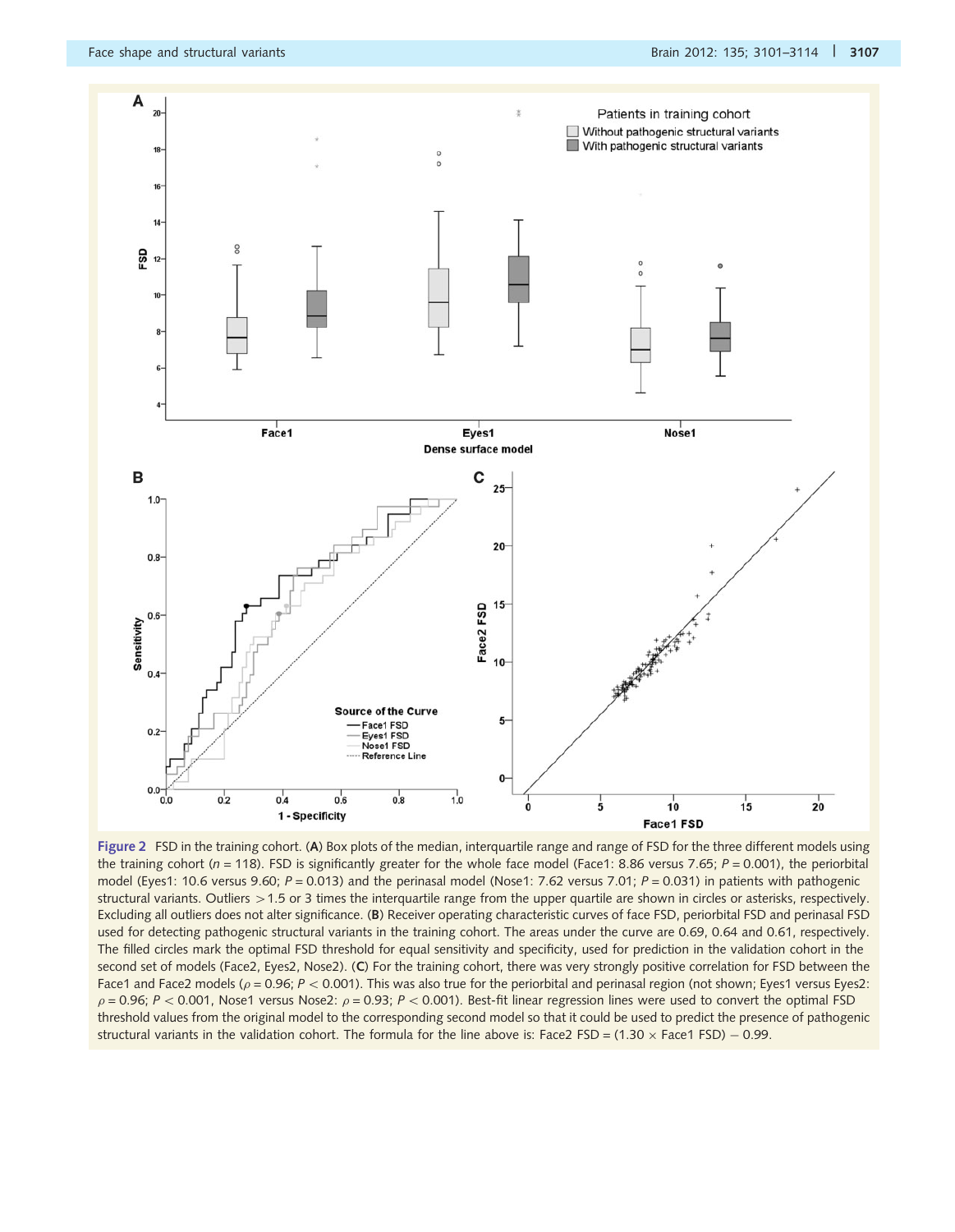Figure 2 FSD in the training cohort. (**A**) Box plots of the median, interquartile range and range of FSD for the three different models using the training cohort ($n = 118$). FSD is significantly greater for the whole face model (Face1: 8.86 versus 7.65; $P = 0.001$), the periorbital model (Eyes1: 10.6 versus 9.60; $P = 0.013$) and the perinasal model (Nose1: 7.62 versus 7.01; $P = 0.031$) in patients with pathogenic structural variants. Outliers $>1.5$ or 3 times the interquartile range from the upper quartile are shown in circles or asterisks, respectively. Excluding all outliers does not alter significance. (**B**) Receiver operating characteristic curves of face FSD, periorbital FSD and perinasal FSD used for detecting pathogenic structural variants in the training cohort. The areas under the curve are 0.69, 0.64 and 0.61, respectively. The filled circles mark the optimal FSD threshold for equal sensitivity and specificity, used for prediction in the validation cohort in the second set of models (Face2, Eyes2, Nose2). (**C**) For the training cohort, there was very strongly positive correlation for FSD between the Face1 and Face2 models ($\rho = 0.96$; $P < 0.001$). This was also true for the periorbital and perinasal region (not shown; Eyes1 versus Eyes2: $\rho = 0.96$; $P < 0.001$, Nose1 versus Nose2: $\rho = 0.93$; $P < 0.001$). Best-fit linear regression lines were used to convert the optimal FSD threshold values from the original model to the corresponding second model so that it could be used to predict the presence of pathogenic structural variants in the validation cohort. The formula for the line above is: Face2 FSD = ($1.30 \times$ Face1 FSD) $-$ 0.99.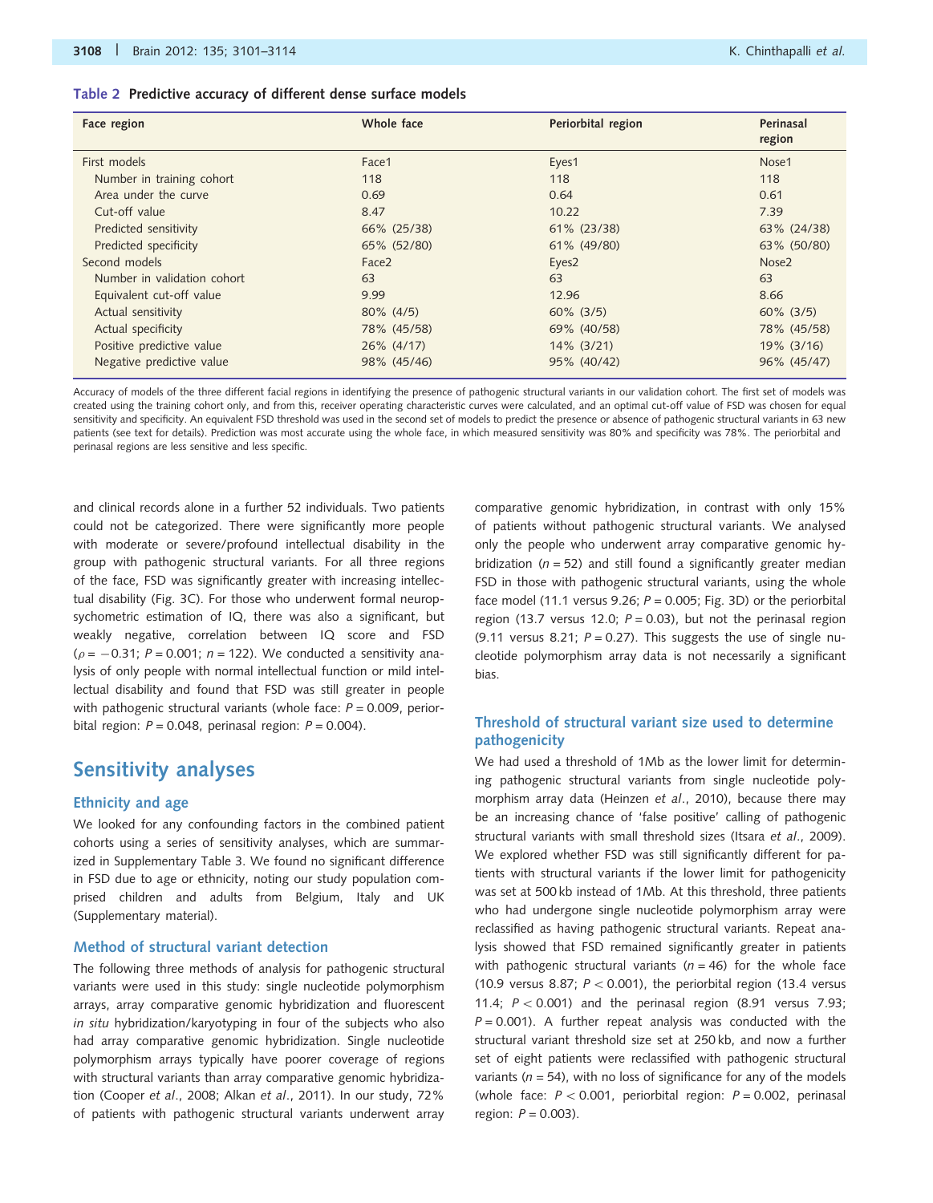**Table 2 Predictive accuracy of different dense surface models**

| Face region | Whole face | Periorbital region | Perinasal region |
|---|---|---|---|
| First models | Face1 | Eyes1 | Nose1 |
| Number in training cohort | 118 | 118 | 118 |
| Area under the curve | 0.69 | 0.64 | 0.61 |
| Cut-off value | 8.47 | 10.22 | 7.39 |
| Predicted sensitivity | 66% (25/38) | 61% (23/38) | 63% (24/38) |
| Predicted specificity | 65% (52/80) | 61% (49/80) | 63% (50/80) |
| Second models | Face2 | Eyes2 | Nose2 |
| Number in validation cohort | 63 | 63 | 63 |
| Equivalent cut-off value | 9.99 | 12.96 | 8.66 |
| Actual sensitivity | 80% (4/5) | 60% (3/5) | 60% (3/5) |
| Actual specificity | 78% (45/58) | 69% (40/58) | 78% (45/58) |
| Positive predictive value | 26% (4/17) | 14% (3/21) | 19% (3/16) |
| Negative predictive value | 98% (45/46) | 95% (40/42) | 96% (45/47) |

Accuracy of models of the three different facial regions in identifying the presence of pathogenic structural variants in our validation cohort. The first set of models was created using the training cohort only, and from this, receiver operating characteristic curves were calculated, and an optimal cut-off value of FSD was chosen for equal sensitivity and specificity. An equivalent FSD threshold was used in the second set of models to predict the presence or absence of pathogenic structural variants in 63 new patients (see text for details). Prediction was most accurate using the whole face, in which measured sensitivity was 80% and specificity was 78%. The periorbital and perinasal regions are less sensitive and less specific.

and clinical records alone in a further 52 individuals. Two patients could not be categorized. There were significantly more people with moderate or severe/profound intellectual disability in the group with pathogenic structural variants. For all three regions of the face, FSD was significantly greater with increasing intellectual disability (Fig. 3C). For those who underwent formal neuropsychometric estimation of IQ, there was also a significant, but weakly negative, correlation between IQ score and FSD ($\rho = -0.31$; $P = 0.001$; $n = 122$). We conducted a sensitivity analysis of only people with normal intellectual function or mild intellectual disability and found that FSD was still greater in people with pathogenic structural variants (whole face: $P = 0.009$, periorbital region: $P = 0.048$, perinasal region: $P = 0.004$).

# Sensitivity analyses

## Ethnicity and age

We looked for any confounding factors in the combined patient cohorts using a series of sensitivity analyses, which are summarized in Supplementary Table 3. We found no significant difference in FSD due to age or ethnicity, noting our study population comprised children and adults from Belgium, Italy and UK (Supplementary material).

## Method of structural variant detection

The following three methods of analysis for pathogenic structural variants were used in this study: single nucleotide polymorphism arrays, array comparative genomic hybridization and fluorescent *in situ* hybridization/karyotyping in four of the subjects who also had array comparative genomic hybridization. Single nucleotide polymorphism arrays typically have poorer coverage of regions with structural variants than array comparative genomic hybridization (Cooper *et al*., 2008; Alkan *et al*., 2011). In our study, 72% of patients with pathogenic structural variants underwent array comparative genomic hybridization, in contrast with only 15% of patients without pathogenic structural variants. We analysed only the people who underwent array comparative genomic hybridization ($n = 52$) and still found a significantly greater median FSD in those with pathogenic structural variants, using the whole face model (11.1 versus 9.26; $P = 0.005$; Fig. 3D) or the periorbital region (13.7 versus 12.0; $P = 0.03$), but not the perinasal region (9.11 versus 8.21; $P = 0.27$). This suggests the use of single nucleotide polymorphism array data is not necessarily a significant bias.

## Threshold of structural variant size used to determine pathogenicity

We had used a threshold of 1Mb as the lower limit for determining pathogenic structural variants from single nucleotide polymorphism array data (Heinzen *et al*., 2010), because there may be an increasing chance of 'false positive' calling of pathogenic structural variants with small threshold sizes (Itsara *et al*., 2009). We explored whether FSD was still significantly different for patients with structural variants if the lower limit for pathogenicity was set at 500 kb instead of 1Mb. At this threshold, three patients who had undergone single nucleotide polymorphism array were reclassified as having pathogenic structural variants. Repeat analysis showed that FSD remained significantly greater in patients with pathogenic structural variants ($n = 46$) for the whole face (10.9 versus 8.87; $P < 0.001$), the periorbital region (13.4 versus 11.4; $P < 0.001$) and the perinasal region (8.91 versus 7.93; $P = 0.001$). A further repeat analysis was conducted with the structural variant threshold size set at 250 kb, and now a further set of eight patients were reclassified with pathogenic structural variants ($n = 54$), with no loss of significance for any of the models (whole face: $P < 0.001$, periorbital region: $P = 0.002$, perinasal region: $P = 0.003$).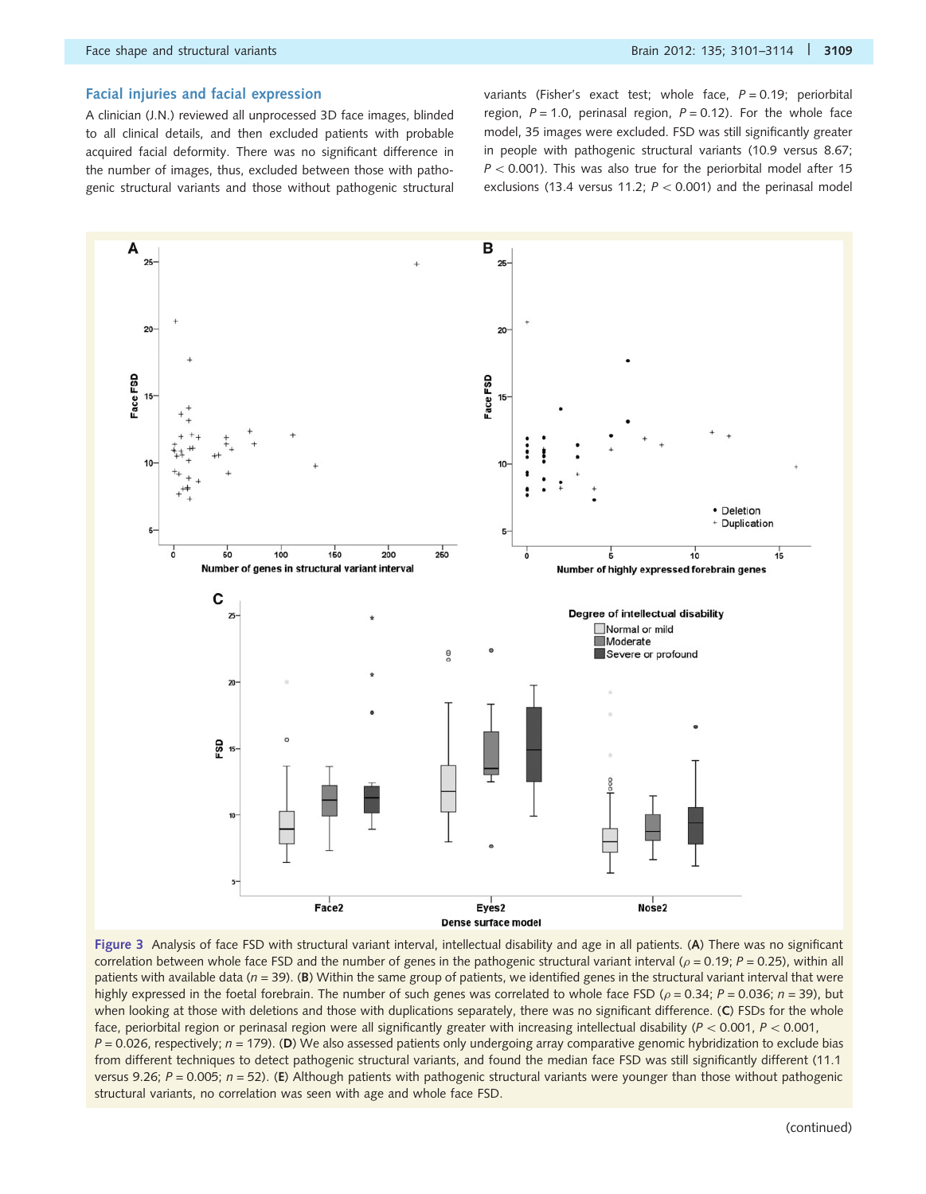### Facial injuries and facial expression

A clinician (J.N.) reviewed all unprocessed 3D face images, blinded to all clinical details, and then excluded patients with probable acquired facial deformity. There was no significant difference in the number of images, thus, excluded between those with pathogenic structural variants and those without pathogenic structural variants (Fisher's exact test; whole face, $P = 0.19$; periorbital region, $P = 1.0$, perinasal region, $P = 0.12$). For the whole face model, 35 images were excluded. FSD was still significantly greater in people with pathogenic structural variants (10.9 versus 8.67; $P < 0.001$). This was also true for the periorbital model after 15 exclusions (13.4 versus 11.2; $P < 0.001$) and the perinasal model

**Figure 3** Analysis of face FSD with structural variant interval, intellectual disability and age in all patients. (**A**) There was no significant correlation between whole face FSD and the number of genes in the pathogenic structural variant interval ($\rho = 0.19$; $P = 0.25$), within all patients with available data ($n = 39$). (**B**) Within the same group of patients, we identified genes in the structural variant interval that were highly expressed in the foetal forebrain. The number of such genes was correlated to whole face FSD ($\rho = 0.34$; $P = 0.036$; $n = 39$), but when looking at those with deletions and those with duplications separately, there was no significant difference. (**C**) FSDs for the whole face, periorbital region or perinasal region were all significantly greater with increasing intellectual disability ($P < 0.001$, $P < 0.001$, $P = 0.026$, respectively; $n = 179$). (**D**) We also assessed patients only undergoing array comparative genomic hybridization to exclude bias from different techniques to detect pathogenic structural variants, and found the median face FSD was still significantly different (11.1 versus 9.26; $P = 0.005$; $n = 52$). (**E**) Although patients with pathogenic structural variants were younger than those without pathogenic structural variants, no correlation was seen with age and whole face FSD.

(continued)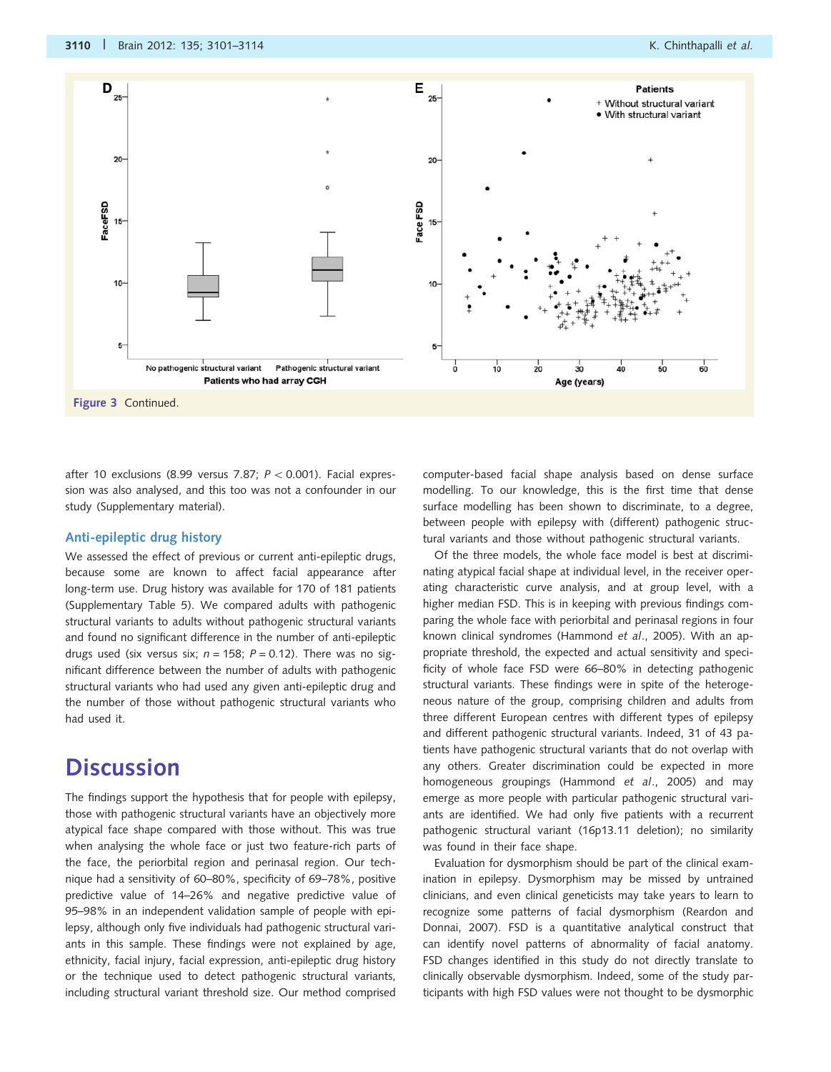Figure 3 Continued.

after 10 exclusions (8.99 versus 7.87; $P < 0.001$). Facial expression was also analysed, and this too was not a confounder in our study (Supplementary material).

### Anti-epileptic drug history

We assessed the effect of previous or current anti-epileptic drugs, because some are known to affect facial appearance after long-term use. Drug history was available for 170 of 181 patients (Supplementary Table 5). We compared adults with pathogenic structural variants to adults without pathogenic structural variants and found no significant difference in the number of anti-epileptic drugs used (six versus six; $n = 158$; $P = 0.12$). There was no significant difference between the number of adults with pathogenic structural variants who had used any given anti-epileptic drug and the number of those without pathogenic structural variants who had used it.

## Discussion

The findings support the hypothesis that for people with epilepsy, those with pathogenic structural variants have an objectively more atypical face shape compared with those without. This was true when analysing the whole face or just two feature-rich parts of the face, the periorbital region and perinasal region. Our technique had a sensitivity of 60–80%, specificity of 69–78%, positive predictive value of 14–26% and negative predictive value of 95–98% in an independent validation sample of people with epilepsy, although only five individuals had pathogenic structural variants in this sample. These findings were not explained by age, ethnicity, facial injury, facial expression, anti-epileptic drug history or the technique used to detect pathogenic structural variants, including structural variant threshold size. Our method comprised computer-based facial shape analysis based on dense surface modelling. To our knowledge, this is the first time that dense surface modelling has been shown to discriminate, to a degree, between people with epilepsy with (different) pathogenic structural variants and those without pathogenic structural variants.

Of the three models, the whole face model is best at discriminating atypical facial shape at individual level, in the receiver operating characteristic curve analysis, and at group level, with a higher median FSD. This is in keeping with previous findings comparing the whole face with periorbital and perinasal regions in four known clinical syndromes (Hammond *et al.*, 2005). With an appropriate threshold, the expected and actual sensitivity and specificity of whole face FSD were 66–80% in detecting pathogenic structural variants. These findings were in spite of the heterogeneous nature of the group, comprising children and adults from three different European centres with different types of epilepsy and different pathogenic structural variants. Indeed, 31 of 43 patients have pathogenic structural variants that do not overlap with any others. Greater discrimination could be expected in more homogeneous groupings (Hammond *et al.*, 2005) and may emerge as more people with particular pathogenic structural variants are identified. We had only five patients with a recurrent pathogenic structural variant (16p13.11 deletion); no similarity was found in their face shape.

Evaluation for dysmorphism should be part of the clinical examination in epilepsy. Dysmorphism may be missed by untrained clinicians, and even clinical geneticists may take years to learn to recognize some patterns of facial dysmorphism (Reardon and Donnai, 2007). FSD is a quantitative analytical construct that can identify novel patterns of abnormality of facial anatomy. FSD changes identified in this study do not directly translate to clinically observable dysmorphism. Indeed, some of the study participants with high FSD values were not thought to be dysmorphic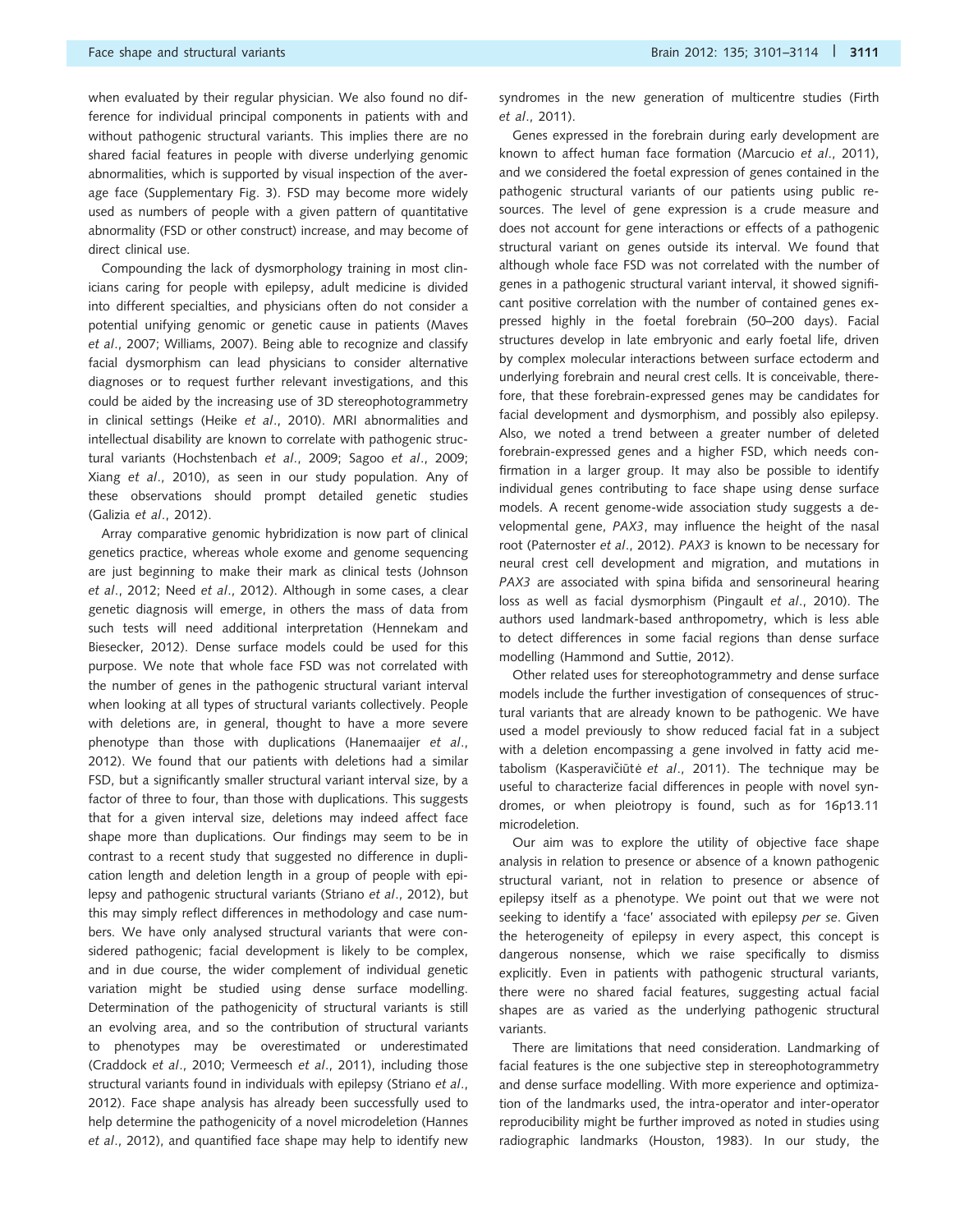when evaluated by their regular physician. We also found no difference for individual principal components in patients with and without pathogenic structural variants. This implies there are no shared facial features in people with diverse underlying genomic abnormalities, which is supported by visual inspection of the average face (Supplementary Fig. 3). FSD may become more widely used as numbers of people with a given pattern of quantitative abnormality (FSD or other construct) increase, and may become of direct clinical use.

Compounding the lack of dysmorphology training in most clinicians caring for people with epilepsy, adult medicine is divided into different specialties, and physicians often do not consider a potential unifying genomic or genetic cause in patients (Maves *et al*., 2007; Williams, 2007). Being able to recognize and classify facial dysmorphism can lead physicians to consider alternative diagnoses or to request further relevant investigations, and this could be aided by the increasing use of 3D stereophotogrammetry in clinical settings (Heike *et al*., 2010). MRI abnormalities and intellectual disability are known to correlate with pathogenic structural variants (Hochstenbach *et al*., 2009; Sagoo *et al*., 2009; Xiang *et al*., 2010), as seen in our study population. Any of these observations should prompt detailed genetic studies (Galizia *et al*., 2012).

Array comparative genomic hybridization is now part of clinical genetics practice, whereas whole exome and genome sequencing are just beginning to make their mark as clinical tests (Johnson *et al*., 2012; Need *et al*., 2012). Although in some cases, a clear genetic diagnosis will emerge, in others the mass of data from such tests will need additional interpretation (Hennekam and Biesecker, 2012). Dense surface models could be used for this purpose. We note that whole face FSD was not correlated with the number of genes in the pathogenic structural variant interval when looking at all types of structural variants collectively. People with deletions are, in general, thought to have a more severe phenotype than those with duplications (Hanemaaijer *et al*., 2012). We found that our patients with deletions had a similar FSD, but a significantly smaller structural variant interval size, by a factor of three to four, than those with duplications. This suggests that for a given interval size, deletions may indeed affect face shape more than duplications. Our findings may seem to be in contrast to a recent study that suggested no difference in duplication length and deletion length in a group of people with epilepsy and pathogenic structural variants (Striano *et al*., 2012), but this may simply reflect differences in methodology and case numbers. We have only analysed structural variants that were considered pathogenic; facial development is likely to be complex, and in due course, the wider complement of individual genetic variation might be studied using dense surface modelling. Determination of the pathogenicity of structural variants is still an evolving area, and so the contribution of structural variants to phenotypes may be overestimated or underestimated (Craddock *et al*., 2010; Vermeesch *et al*., 2011), including those structural variants found in individuals with epilepsy (Striano *et al*., 2012). Face shape analysis has already been successfully used to help determine the pathogenicity of a novel microdeletion (Hannes *et al*., 2012), and quantified face shape may help to identify new syndromes in the new generation of multicentre studies (Firth *et al*., 2011).

Genes expressed in the forebrain during early development are known to affect human face formation (Marcucio *et al*., 2011), and we considered the foetal expression of genes contained in the pathogenic structural variants of our patients using public resources. The level of gene expression is a crude measure and does not account for gene interactions or effects of a pathogenic structural variant on genes outside its interval. We found that although whole face FSD was not correlated with the number of genes in a pathogenic structural variant interval, it showed significant positive correlation with the number of contained genes expressed highly in the foetal forebrain (50–200 days). Facial structures develop in late embryonic and early foetal life, driven by complex molecular interactions between surface ectoderm and underlying forebrain and neural crest cells. It is conceivable, therefore, that these forebrain-expressed genes may be candidates for facial development and dysmorphism, and possibly also epilepsy. Also, we noted a trend between a greater number of deleted forebrain-expressed genes and a higher FSD, which needs confirmation in a larger group. It may also be possible to identify individual genes contributing to face shape using dense surface models. A recent genome-wide association study suggests a developmental gene, *PAX3*, may influence the height of the nasal root (Paternoster *et al*., 2012). *PAX3* is known to be necessary for neural crest cell development and migration, and mutations in *PAX3* are associated with spina bifida and sensorineural hearing loss as well as facial dysmorphism (Pingault *et al*., 2010). The authors used landmark-based anthropometry, which is less able to detect differences in some facial regions than dense surface modelling (Hammond and Suttie, 2012).

Other related uses for stereophotogrammetry and dense surface models include the further investigation of consequences of structural variants that are already known to be pathogenic. We have used a model previously to show reduced facial fat in a subject with a deletion encompassing a gene involved in fatty acid metabolism (Kasperavičiūtė *et al*., 2011). The technique may be useful to characterize facial differences in people with novel syndromes, or when pleiotropy is found, such as for 16p13.11 microdeletion.

Our aim was to explore the utility of objective face shape analysis in relation to presence or absence of a known pathogenic structural variant, not in relation to presence or absence of epilepsy itself as a phenotype. We point out that we were not seeking to identify a 'face' associated with epilepsy *per se*. Given the heterogeneity of epilepsy in every aspect, this concept is dangerous nonsense, which we raise specifically to dismiss explicitly. Even in patients with pathogenic structural variants, there were no shared facial features, suggesting actual facial shapes are as varied as the underlying pathogenic structural variants.

There are limitations that need consideration. Landmarking of facial features is the one subjective step in stereophotogrammetry and dense surface modelling. With more experience and optimization of the landmarks used, the intra-operator and inter-operator reproducibility might be further improved as noted in studies using radiographic landmarks (Houston, 1983). In our study, the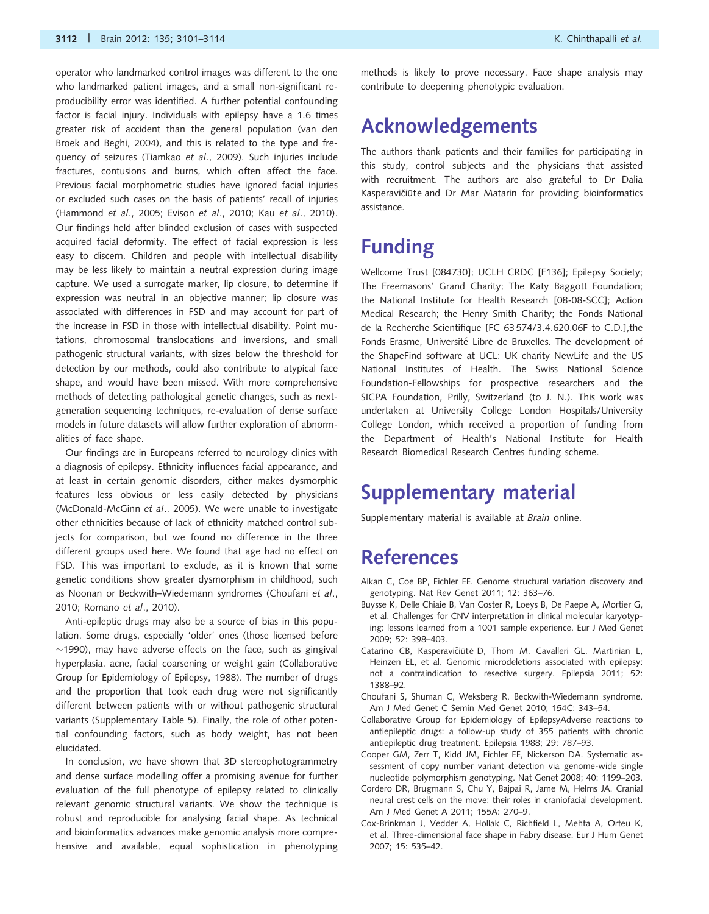operator who landmarked control images was different to the one who landmarked patient images, and a small non-significant reproducibility error was identified. A further potential confounding factor is facial injury. Individuals with epilepsy have a 1.6 times greater risk of accident than the general population (van den Broek and Beghi, 2004), and this is related to the type and frequency of seizures (Tiamkao *et al*., 2009). Such injuries include fractures, contusions and burns, which often affect the face. Previous facial morphometric studies have ignored facial injuries or excluded such cases on the basis of patients' recall of injuries (Hammond *et al*., 2005; Evison *et al*., 2010; Kau *et al*., 2010). Our findings held after blinded exclusion of cases with suspected acquired facial deformity. The effect of facial expression is less easy to discern. Children and people with intellectual disability may be less likely to maintain a neutral expression during image capture. We used a surrogate marker, lip closure, to determine if expression was neutral in an objective manner; lip closure was associated with differences in FSD and may account for part of the increase in FSD in those with intellectual disability. Point mutations, chromosomal translocations and inversions, and small pathogenic structural variants, with sizes below the threshold for detection by our methods, could also contribute to atypical face shape, and would have been missed. With more comprehensive methods of detecting pathological genetic changes, such as next-generation sequencing techniques, re-evaluation of dense surface models in future datasets will allow further exploration of abnormalities of face shape.

Our findings are in Europeans referred to neurology clinics with a diagnosis of epilepsy. Ethnicity influences facial appearance, and at least in certain genomic disorders, either makes dysmorphic features less obvious or less easily detected by physicians (McDonald-McGinn *et al*., 2005). We were unable to investigate other ethnicities because of lack of ethnicity matched control subjects for comparison, but we found no difference in the three different groups used here. We found that age had no effect on FSD. This was important to exclude, as it is known that some genetic conditions show greater dysmorphism in childhood, such as Noonan or Beckwith–Wiedemann syndromes (Choufani *et al*., 2010; Romano *et al*., 2010).

Anti-epileptic drugs may also be a source of bias in this population. Some drugs, especially 'older' ones (those licensed before ~1990), may have adverse effects on the face, such as gingival hyperplasia, acne, facial coarsening or weight gain (Collaborative Group for Epidemiology of Epilepsy, 1988). The number of drugs and the proportion that took each drug were not significantly different between patients with or without pathogenic structural variants (Supplementary Table 5). Finally, the role of other potential confounding factors, such as body weight, has not been elucidated.

In conclusion, we have shown that 3D stereophotogrammetry and dense surface modelling offer a promising avenue for further evaluation of the full phenotype of epilepsy related to clinically relevant genomic structural variants. We show the technique is robust and reproducible for analysing facial shape. As technical and bioinformatics advances make genomic analysis more comprehensive and available, equal sophistication in phenotyping methods is likely to prove necessary. Face shape analysis may contribute to deepening phenotypic evaluation.

# Acknowledgements

The authors thank patients and their families for participating in this study, control subjects and the physicians that assisted with recruitment. The authors are also grateful to Dr Dalia Kasperavičiūtė and Dr Mar Matarin for providing bioinformatics assistance.

# Funding

Wellcome Trust [084730]; UCLH CRDC [F136]; Epilepsy Society; The Freemasons' Grand Charity; The Katy Baggott Foundation; the National Institute for Health Research [08-08-SCC]; Action Medical Research; the Henry Smith Charity; the Fonds National de la Recherche Scientifique [FC 63 574/3.4.620.06F to C.D.],the Fonds Erasme, Université Libre de Bruxelles. The development of the ShapeFind software at UCL: UK charity NewLife and the US National Institutes of Health. The Swiss National Science Foundation-Fellowships for prospective researchers and the SICPA Foundation, Prilly, Switzerland (to J. N.). This work was undertaken at University College London Hospitals/University College London, which received a proportion of funding from the Department of Health's National Institute for Health Research Biomedical Research Centres funding scheme.

# Supplementary material

Supplementary material is available at *Brain* online.

# References

Alkan C, Coe BP, Eichler EE. Genome structural variation discovery and genotyping. Nat Rev Genet 2011; 12: 363–76.

Buysse K, Delle Chiaie B, Van Coster R, Loeys B, De Paepe A, Mortier G, et al. Challenges for CNV interpretation in clinical molecular karyotyping: lessons learned from a 1001 sample experience. Eur J Med Genet 2009; 52: 398–403.

Catarino CB, Kasperavičiūtė D, Thom M, Cavalleri GL, Martinian L, Heinzen EL, et al. Genomic microdeletions associated with epilepsy: not a contraindication to resective surgery. Epilepsia 2011; 52: 1388–92.

Choufani S, Shuman C, Weksberg R. Beckwith-Wiedemann syndrome. Am J Med Genet C Semin Med Genet 2010; 154C: 343–54.

Collaborative Group for Epidemiology of EpilepsyAdverse reactions to antiepileptic drugs: a follow-up study of 355 patients with chronic antiepileptic drug treatment. Epilepsia 1988; 29: 787–93.

Cooper GM, Zerr T, Kidd JM, Eichler EE, Nickerson DA. Systematic assessment of copy number variant detection via genome-wide single nucleotide polymorphism genotyping. Nat Genet 2008; 40: 1199–203.

Cordero DR, Brugmann S, Chu Y, Bajpai R, Jame M, Helms JA. Cranial neural crest cells on the move: their roles in craniofacial development. Am J Med Genet A 2011; 155A: 270–9.

Cox-Brinkman J, Vedder A, Hollak C, Richfield L, Mehta A, Orteu K, et al. Three-dimensional face shape in Fabry disease. Eur J Hum Genet 2007; 15: 535–42.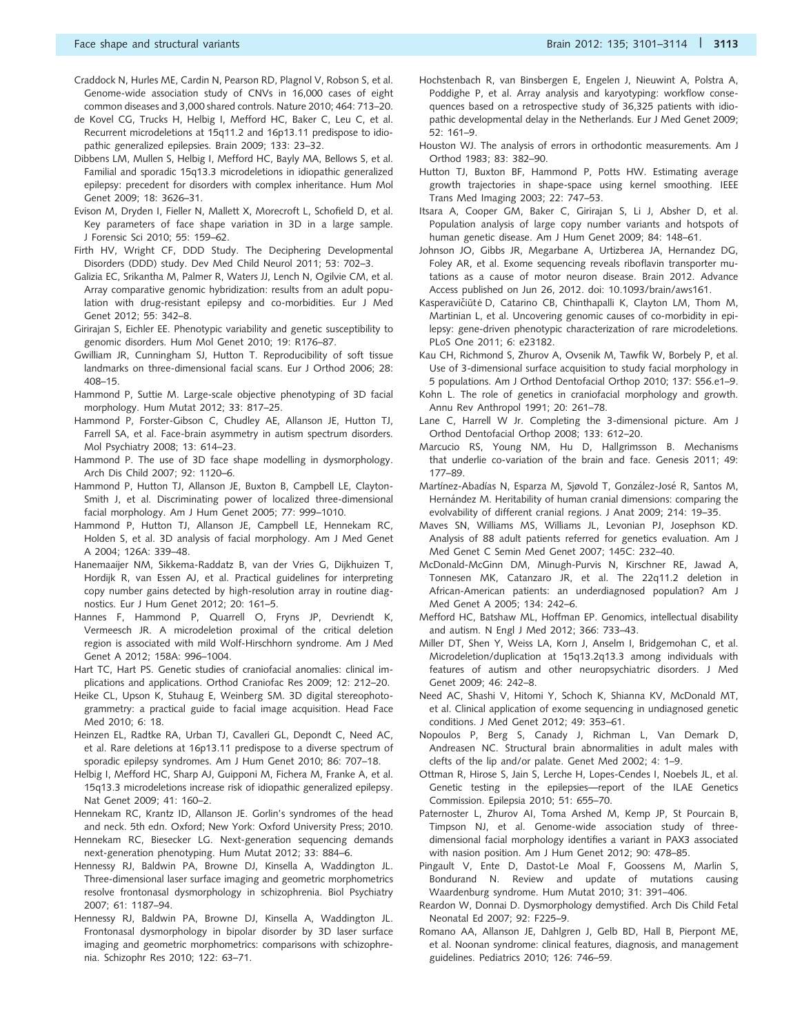Craddock N, Hurles ME, Cardin N, Pearson RD, Plagnol V, Robson S, et al. Genome-wide association study of CNVs in 16,000 cases of eight common diseases and 3,000 shared controls. Nature 2010; 464: 713–20.

de Kovel CG, Trucks H, Helbig I, Mefford HC, Baker C, Leu C, et al. Recurrent microdeletions at 15q11.2 and 16p13.11 predispose to idiopathic generalized epilepsies. Brain 2009; 133: 23–32.

Dibbens LM, Mullen S, Helbig I, Mefford HC, Bayly MA, Bellows S, et al. Familial and sporadic 15q13.3 microdeletions in idiopathic generalized epilepsy: precedent for disorders with complex inheritance. Hum Mol Genet 2009; 18: 3626–31.

Evison M, Dryden I, Fieller N, Mallett X, Morecroft L, Schofield D, et al. Key parameters of face shape variation in 3D in a large sample. J Forensic Sci 2010; 55: 159–62.

Firth HV, Wright CF, DDD Study. The Deciphering Developmental Disorders (DDD) study. Dev Med Child Neurol 2011; 53: 702–3.

Galizia EC, Srikantha M, Palmer R, Waters JJ, Lench N, Ogilvie CM, et al. Array comparative genomic hybridization: results from an adult population with drug-resistant epilepsy and co-morbidities. Eur J Med Genet 2012; 55: 342–8.

Girirajan S, Eichler EE. Phenotypic variability and genetic susceptibility to genomic disorders. Hum Mol Genet 2010; 19: R176–87.

Gwilliam JR, Cunningham SJ, Hutton T. Reproducibility of soft tissue landmarks on three-dimensional facial scans. Eur J Orthod 2006; 28: 408–15.

Hammond P, Suttie M. Large-scale objective phenotyping of 3D facial morphology. Hum Mutat 2012; 33: 817–25.

Hammond P, Forster-Gibson C, Chudley AE, Allanson JE, Hutton TJ, Farrell SA, et al. Face-brain asymmetry in autism spectrum disorders. Mol Psychiatry 2008; 13: 614–23.

Hammond P. The use of 3D face shape modelling in dysmorphology. Arch Dis Child 2007; 92: 1120–6.

Hammond P, Hutton TJ, Allanson JE, Buxton B, Campbell LE, Clayton-Smith J, et al. Discriminating power of localized three-dimensional facial morphology. Am J Hum Genet 2005; 77: 999–1010.

Hammond P, Hutton TJ, Allanson JE, Campbell LE, Hennekam RC, Holden S, et al. 3D analysis of facial morphology. Am J Med Genet A 2004; 126A: 339–48.

Hanemaaijer NM, Sikkema-Raddatz B, van der Vries G, Dijkhuizen T, Hordijk R, van Essen AJ, et al. Practical guidelines for interpreting copy number gains detected by high-resolution array in routine diagnostics. Eur J Hum Genet 2012; 20: 161–5.

Hannes F, Hammond P, Quarrell O, Fryns JP, Devriendt K, Vermeesch JR. A microdeletion proximal of the critical deletion region is associated with mild Wolf-Hirschhorn syndrome. Am J Med Genet A 2012; 158A: 996–1004.

Hart TC, Hart PS. Genetic studies of craniofacial anomalies: clinical implications and applications. Orthod Craniofac Res 2009; 12: 212–20.

Heike CL, Upson K, Stuhaug E, Weinberg SM. 3D digital stereophotogrammetry: a practical guide to facial image acquisition. Head Face Med 2010; 6: 18.

Heinzen EL, Radtke RA, Urban TJ, Cavalleri GL, Depondt C, Need AC, et al. Rare deletions at 16p13.11 predispose to a diverse spectrum of sporadic epilepsy syndromes. Am J Hum Genet 2010; 86: 707–18.

Helbig I, Mefford HC, Sharp AJ, Guipponi M, Fichera M, Franke A, et al. 15q13.3 microdeletions increase risk of idiopathic generalized epilepsy. Nat Genet 2009; 41: 160–2.

Hennekam RC, Krantz ID, Allanson JE. Gorlin's syndromes of the head and neck. 5th edn. Oxford; New York: Oxford University Press; 2010.

Hennekam RC, Biesecker LG. Next-generation sequencing demands next-generation phenotyping. Hum Mutat 2012; 33: 884–6.

Hennessy RJ, Baldwin PA, Browne DJ, Kinsella A, Waddington JL. Three-dimensional laser surface imaging and geometric morphometrics resolve frontonasal dysmorphology in schizophrenia. Biol Psychiatry 2007; 61: 1187–94.

Hennessy RJ, Baldwin PA, Browne DJ, Kinsella A, Waddington JL. Frontonasal dysmorphology in bipolar disorder by 3D laser surface imaging and geometric morphometrics: comparisons with schizophrenia. Schizophr Res 2010; 122: 63–71.

Hochstenbach R, van Binsbergen E, Engelen J, Nieuwint A, Polstra A, Poddighe P, et al. Array analysis and karyotyping: workflow consequences based on a retrospective study of 36,325 patients with idiopathic developmental delay in the Netherlands. Eur J Med Genet 2009; 52: 161–9.

Houston WJ. The analysis of errors in orthodontic measurements. Am J Orthod 1983; 83: 382–90.

Hutton TJ, Buxton BF, Hammond P, Potts HW. Estimating average growth trajectories in shape-space using kernel smoothing. IEEE Trans Med Imaging 2003; 22: 747–53.

Itsara A, Cooper GM, Baker C, Girirajan S, Li J, Absher D, et al. Population analysis of large copy number variants and hotspots of human genetic disease. Am J Hum Genet 2009; 84: 148–61.

Johnson JO, Gibbs JR, Megarbane A, Urtizberea JA, Hernandez DG, Foley AR, et al. Exome sequencing reveals riboflavin transporter mutations as a cause of motor neuron disease. Brain 2012. Advance Access published on Jun 26, 2012. doi: 10.1093/brain/aws161.

Kasperavičiūtė D, Catarino CB, Chinthapalli K, Clayton LM, Thom M, Martinian L, et al. Uncovering genomic causes of co-morbidity in epilepsy: gene-driven phenotypic characterization of rare microdeletions. PLoS One 2011; 6: e23182.

Kau CH, Richmond S, Zhurov A, Ovsenik M, Tawfik W, Borbely P, et al. Use of 3-dimensional surface acquisition to study facial morphology in 5 populations. Am J Orthod Dentofacial Orthop 2010; 137: S56.e1–9.

Kohn L. The role of genetics in craniofacial morphology and growth. Annu Rev Anthropol 1991; 20: 261–78.

Lane C, Harrell W Jr. Completing the 3-dimensional picture. Am J Orthod Dentofacial Orthop 2008; 133: 612–20.

Marcucio RS, Young NM, Hu D, Hallgrimsson B. Mechanisms that underlie co-variation of the brain and face. Genesis 2011; 49: 177–89.

Martínez-Abadías N, Esparza M, Sjøvold T, González-José R, Santos M, Hernández M. Heritability of human cranial dimensions: comparing the evolvability of different cranial regions. J Anat 2009; 214: 19–35.

Maves SN, Williams MS, Williams JL, Levonian PJ, Josephson KD. Analysis of 88 adult patients referred for genetics evaluation. Am J Med Genet C Semin Med Genet 2007; 145C: 232–40.

McDonald-McGinn DM, Minugh-Purvis N, Kirschner RE, Jawad A, Tonnesen MK, Catanzaro JR, et al. The 22q11.2 deletion in African-American patients: an underdiagnosed population? Am J Med Genet A 2005; 134: 242–6.

Mefford HC, Batshaw ML, Hoffman EP. Genomics, intellectual disability and autism. N Engl J Med 2012; 366: 733–43.

Miller DT, Shen Y, Weiss LA, Korn J, Anselm I, Bridgemohan C, et al. Microdeletion/duplication at 15q13.2q13.3 among individuals with features of autism and other neuropsychiatric disorders. J Med Genet 2009; 46: 242–8.

Need AC, Shashi V, Hitomi Y, Schoch K, Shianna KV, McDonald MT, et al. Clinical application of exome sequencing in undiagnosed genetic conditions. J Med Genet 2012; 49: 353–61.

Nopoulos P, Berg S, Canady J, Richman L, Van Demark D, Andreasen NC. Structural brain abnormalities in adult males with clefts of the lip and/or palate. Genet Med 2002; 4: 1–9.

Ottman R, Hirose S, Jain S, Lopes-Cendes I, Noebels JL, et al. Genetic testing in the epilepsies—report of the ILAE Genetics Commission. Epilepsia 2010; 51: 655–70.

Paternoster L, Zhurov AI, Toma Arshed M, Kemp JP, St Pourcain B, Timpson NJ, et al. Genome-wide association study of three-dimensional facial morphology identifies a variant in PAX3 associated with nasion position. Am J Hum Genet 2012; 90: 478–85.

Pingault V, Ente D, Dastot-Le Moal F, Goossens M, Marlin S, Bondurand N. Review and update of mutations causing Waardenburg syndrome. Hum Mutat 2010; 31: 391–406.

Reardon W, Donnai D. Dysmorphology demystified. Arch Dis Child Fetal Neonatal Ed 2007; 92: F225–9.

Romano AA, Allanson JE, Dahlgren J, Gelb BD, Hall B, Pierpont ME, et al. Noonan syndrome: clinical features, diagnosis, and management guidelines. Pediatrics 2010; 126: 746–59.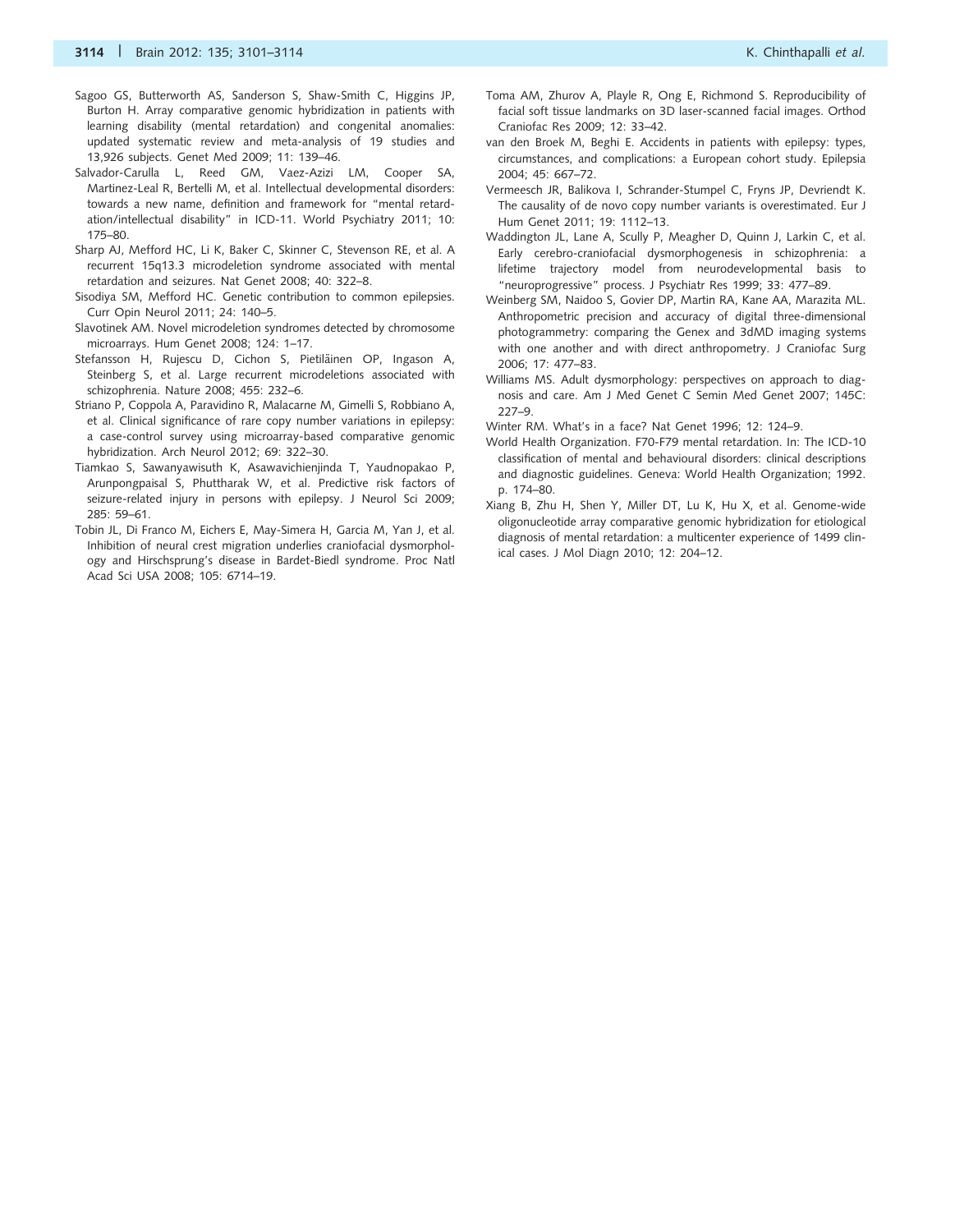Sagoo GS, Butterworth AS, Sanderson S, Shaw-Smith C, Higgins JP, Burton H. Array comparative genomic hybridization in patients with learning disability (mental retardation) and congenital anomalies: updated systematic review and meta-analysis of 19 studies and 13,926 subjects. Genet Med 2009; 11: 139–46.

Salvador-Carulla L, Reed GM, Vaez-Azizi LM, Cooper SA, Martinez-Leal R, Bertelli M, et al. Intellectual developmental disorders: towards a new name, definition and framework for "mental retardation/intellectual disability" in ICD-11. World Psychiatry 2011; 10: 175–80.

Sharp AJ, Mefford HC, Li K, Baker C, Skinner C, Stevenson RE, et al. A recurrent 15q13.3 microdeletion syndrome associated with mental retardation and seizures. Nat Genet 2008; 40: 322–8.

Sisodiya SM, Mefford HC. Genetic contribution to common epilepsies. Curr Opin Neurol 2011; 24: 140–5.

Slavotinek AM. Novel microdeletion syndromes detected by chromosome microarrays. Hum Genet 2008; 124: 1–17.

Stefansson H, Rujescu D, Cichon S, Pietiläinen OP, Ingason A, Steinberg S, et al. Large recurrent microdeletions associated with schizophrenia. Nature 2008; 455: 232–6.

Striano P, Coppola A, Paravidino R, Malacarne M, Gimelli S, Robbiano A, et al. Clinical significance of rare copy number variations in epilepsy: a case-control survey using microarray-based comparative genomic hybridization. Arch Neurol 2012; 69: 322–30.

Tiamkao S, Sawanyawisuth K, Asawavichienjinda T, Yaudnopakao P, Arunpongpaisal S, Phuttharak W, et al. Predictive risk factors of seizure-related injury in persons with epilepsy. J Neurol Sci 2009; 285: 59–61.

Tobin JL, Di Franco M, Eichers E, May-Simera H, Garcia M, Yan J, et al. Inhibition of neural crest migration underlies craniofacial dysmorphology and Hirschsprung's disease in Bardet-Biedl syndrome. Proc Natl Acad Sci USA 2008; 105: 6714–19.

Toma AM, Zhurov A, Playle R, Ong E, Richmond S. Reproducibility of facial soft tissue landmarks on 3D laser-scanned facial images. Orthod Craniofac Res 2009; 12: 33–42.

van den Broek M, Beghi E. Accidents in patients with epilepsy: types, circumstances, and complications: a European cohort study. Epilepsia 2004; 45: 667–72.

Vermeesch JR, Balikova I, Schrander-Stumpel C, Fryns JP, Devriendt K. The causality of de novo copy number variants is overestimated. Eur J Hum Genet 2011; 19: 1112–13.

Waddington JL, Lane A, Scully P, Meagher D, Quinn J, Larkin C, et al. Early cerebro-craniofacial dysmorphogenesis in schizophrenia: a lifetime trajectory model from neurodevelopmental basis to "neuroprogressive" process. J Psychiatr Res 1999; 33: 477–89.

Weinberg SM, Naidoo S, Govier DP, Martin RA, Kane AA, Marazita ML. Anthropometric precision and accuracy of digital three-dimensional photogrammetry: comparing the Genex and 3dMD imaging systems with one another and with direct anthropometry. J Craniofac Surg 2006; 17: 477–83.

Williams MS. Adult dysmorphology: perspectives on approach to diagnosis and care. Am J Med Genet C Semin Med Genet 2007; 145C: 227–9.

Winter RM. What's in a face? Nat Genet 1996; 12: 124–9.

World Health Organization. F70-F79 mental retardation. In: The ICD-10 classification of mental and behavioural disorders: clinical descriptions and diagnostic guidelines. Geneva: World Health Organization; 1992. p. 174–80.

Xiang B, Zhu H, Shen Y, Miller DT, Lu K, Hu X, et al. Genome-wide oligonucleotide array comparative genomic hybridization for etiological diagnosis of mental retardation: a multicenter experience of 1499 clinical cases. J Mol Diagn 2010; 12: 204–12.